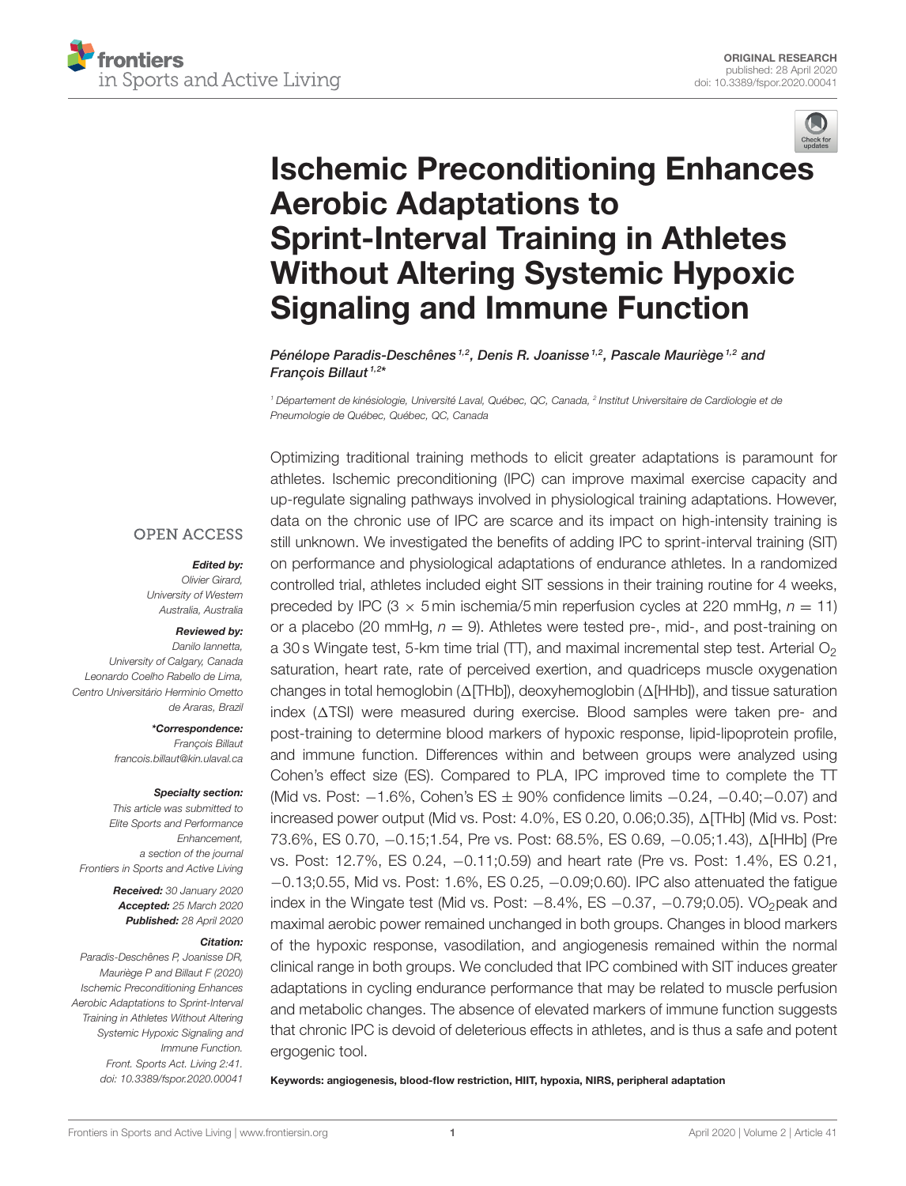ORIGINAL RESEARCH
published: 28 April 2020
doi: 10.3389/fspor.2020.00041

# Ischemic Preconditioning Enhances Aerobic Adaptations to Sprint-Interval Training in Athletes Without Altering Systemic Hypoxic Signaling and Immune Function

*Pénélope Paradis-Deschênes[1,2], Denis R. Joanisse[1,2], Pascale Mauriège[1,2] and François Billaut[1,2]**

[1] Département de kinésiologie, Université Laval, Québec, QC, Canada, [2] Institut Universitaire de Cardiologie et de Pneumologie de Québec, Québec, QC, Canada

OPEN ACCESS

***Edited by:***
*Olivier Girard, University of Western Australia, Australia*

***Reviewed by:***
*Danilo Iannetta, University of Calgary, Canada*
*Leonardo Coelho Rabello de Lima, Centro Universitário Herminio Ometto de Araras, Brazil*

***\*Correspondence:***
*François Billaut*
*francois.billaut@kin.ulaval.ca*

***Specialty section:***
*This article was submitted to Elite Sports and Performance Enhancement, a section of the journal Frontiers in Sports and Active Living*

***Received:*** *30 January 2020*
***Accepted:*** *25 March 2020*
***Published:*** *28 April 2020*

***Citation:***
*Paradis-Deschênes P, Joanisse DR, Mauriège P and Billaut F (2020) Ischemic Preconditioning Enhances Aerobic Adaptations to Sprint-Interval Training in Athletes Without Altering Systemic Hypoxic Signaling and Immune Function. Front. Sports Act. Living 2:41. doi: 10.3389/fspor.2020.00041*

Optimizing traditional training methods to elicit greater adaptations is paramount for athletes. Ischemic preconditioning (IPC) can improve maximal exercise capacity and up-regulate signaling pathways involved in physiological training adaptations. However, data on the chronic use of IPC are scarce and its impact on high-intensity training is still unknown. We investigated the benefits of adding IPC to sprint-interval training (SIT) on performance and physiological adaptations of endurance athletes. In a randomized controlled trial, athletes included eight SIT sessions in their training routine for 4 weeks, preceded by IPC (3 × 5 min ischemia/5 min reperfusion cycles at 220 mmHg, $n = 11$) or a placebo (20 mmHg, $n = 9$). Athletes were tested pre-, mid-, and post-training on a 30 s Wingate test, 5-km time trial (TT), and maximal incremental step test. Arterial $O_2$ saturation, heart rate, rate of perceived exertion, and quadriceps muscle oxygenation changes in total hemoglobin (Δ[THb]), deoxyhemoglobin (Δ[HHb]), and tissue saturation index (ΔTSI) were measured during exercise. Blood samples were taken pre- and post-training to determine blood markers of hypoxic response, lipid-lipoprotein profile, and immune function. Differences within and between groups were analyzed using Cohen's effect size (ES). Compared to PLA, IPC improved time to complete the TT (Mid vs. Post: −1.6%, Cohen's ES ± 90% confidence limits −0.24, −0.40;−0.07) and increased power output (Mid vs. Post: 4.0%, ES 0.20, 0.06;0.35), Δ[THb] (Mid vs. Post: 73.6%, ES 0.70, −0.15;1.54, Pre vs. Post: 68.5%, ES 0.69, −0.05;1.43), Δ[HHb] (Pre vs. Post: 12.7%, ES 0.24, −0.11;0.59) and heart rate (Pre vs. Post: 1.4%, ES 0.21, −0.13;0.55, Mid vs. Post: 1.6%, ES 0.25, −0.09;0.60). IPC also attenuated the fatigue index in the Wingate test (Mid vs. Post: −8.4%, ES −0.37, −0.79;0.05). $VO_2$peak and maximal aerobic power remained unchanged in both groups. Changes in blood markers of the hypoxic response, vasodilation, and angiogenesis remained within the normal clinical range in both groups. We concluded that IPC combined with SIT induces greater adaptations in cycling endurance performance that may be related to muscle perfusion and metabolic changes. The absence of elevated markers of immune function suggests that chronic IPC is devoid of deleterious effects in athletes, and is thus a safe and potent ergogenic tool.

**Keywords: angiogenesis, blood-flow restriction, HIIT, hypoxia, NIRS, peripheral adaptation**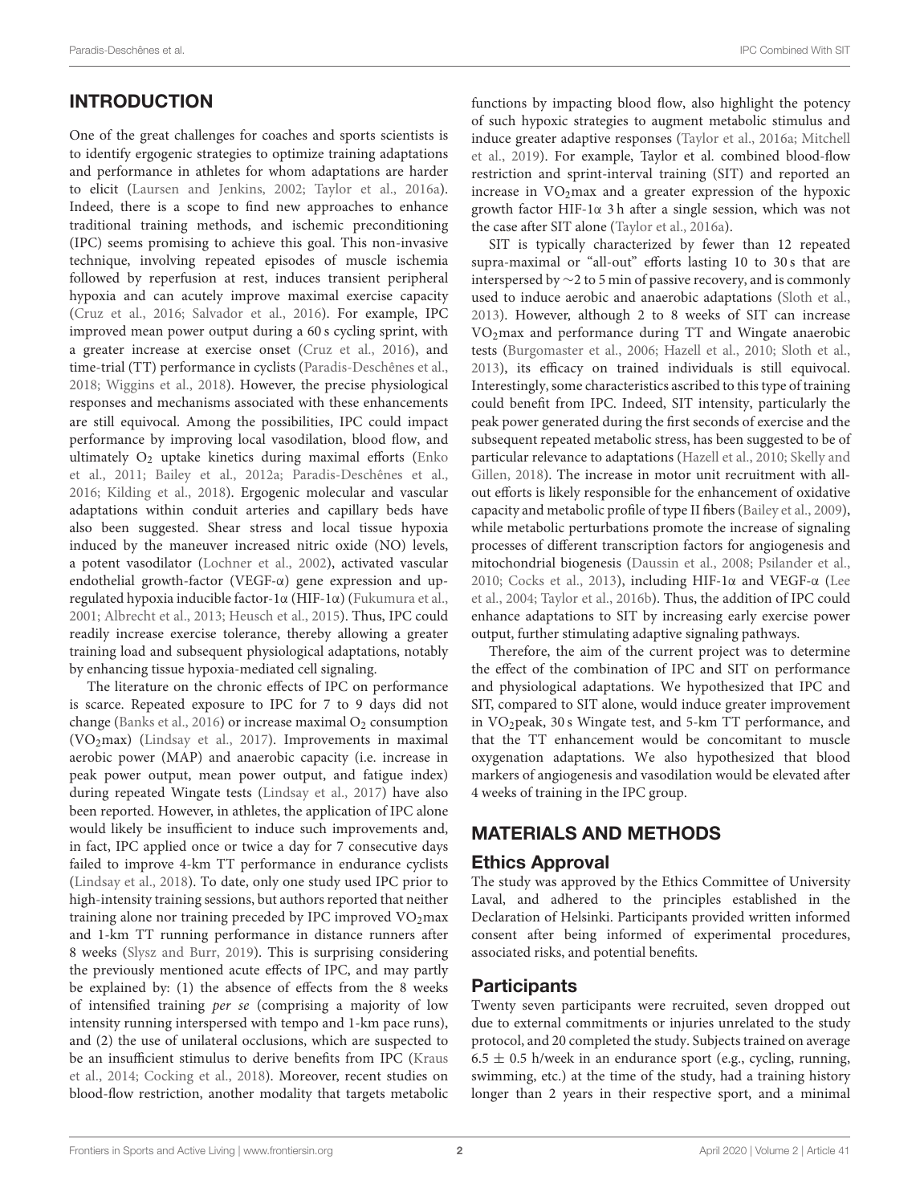## INTRODUCTION

One of the great challenges for coaches and sports scientists is to identify ergogenic strategies to optimize training adaptations and performance in athletes for whom adaptations are harder to elicit (Laursen and Jenkins, 2002; Taylor et al., 2016a). Indeed, there is a scope to find new approaches to enhance traditional training methods, and ischemic preconditioning (IPC) seems promising to achieve this goal. This non-invasive technique, involving repeated episodes of muscle ischemia followed by reperfusion at rest, induces transient peripheral hypoxia and can acutely improve maximal exercise capacity (Cruz et al., 2016; Salvador et al., 2016). For example, IPC improved mean power output during a 60 s cycling sprint, with a greater increase at exercise onset (Cruz et al., 2016), and time-trial (TT) performance in cyclists (Paradis-Deschênes et al., 2018; Wiggins et al., 2018). However, the precise physiological responses and mechanisms associated with these enhancements are still equivocal. Among the possibilities, IPC could impact performance by improving local vasodilation, blood flow, and ultimately $O_2$ uptake kinetics during maximal efforts (Enko et al., 2011; Bailey et al., 2012a; Paradis-Deschênes et al., 2016; Kilding et al., 2018). Ergogenic molecular and vascular adaptations within conduit arteries and capillary beds have also been suggested. Shear stress and local tissue hypoxia induced by the maneuver increased nitric oxide (NO) levels, a potent vasodilator (Lochner et al., 2002), activated vascular endothelial growth-factor (VEGF-α) gene expression and up-regulated hypoxia inducible factor-1α (HIF-1α) (Fukumura et al., 2001; Albrecht et al., 2013; Heusch et al., 2015). Thus, IPC could readily increase exercise tolerance, thereby allowing a greater training load and subsequent physiological adaptations, notably by enhancing tissue hypoxia-mediated cell signaling.

The literature on the chronic effects of IPC on performance is scarce. Repeated exposure to IPC for 7 to 9 days did not change (Banks et al., 2016) or increase maximal $O_2$ consumption ($VO_2$max) (Lindsay et al., 2017). Improvements in maximal aerobic power (MAP) and anaerobic capacity (i.e. increase in peak power output, mean power output, and fatigue index) during repeated Wingate tests (Lindsay et al., 2017) have also been reported. However, in athletes, the application of IPC alone would likely be insufficient to induce such improvements and, in fact, IPC applied once or twice a day for 7 consecutive days failed to improve 4-km TT performance in endurance cyclists (Lindsay et al., 2018). To date, only one study used IPC prior to high-intensity training sessions, but authors reported that neither training alone nor training preceded by IPC improved $VO_2$max and 1-km TT running performance in distance runners after 8 weeks (Slysz and Burr, 2019). This is surprising considering the previously mentioned acute effects of IPC, and may partly be explained by: (1) the absence of effects from the 8 weeks of intensified training *per se* (comprising a majority of low intensity running interspersed with tempo and 1-km pace runs), and (2) the use of unilateral occlusions, which are suspected to be an insufficient stimulus to derive benefits from IPC (Kraus et al., 2014; Cocking et al., 2018). Moreover, recent studies on blood-flow restriction, another modality that targets metabolic functions by impacting blood flow, also highlight the potency of such hypoxic strategies to augment metabolic stimulus and induce greater adaptive responses (Taylor et al., 2016a; Mitchell et al., 2019). For example, Taylor et al. combined blood-flow restriction and sprint-interval training (SIT) and reported an increase in $VO_2$max and a greater expression of the hypoxic growth factor HIF-1α 3 h after a single session, which was not the case after SIT alone (Taylor et al., 2016a).

SIT is typically characterized by fewer than 12 repeated supra-maximal or "all-out" efforts lasting 10 to 30 s that are interspersed by ∼2 to 5 min of passive recovery, and is commonly used to induce aerobic and anaerobic adaptations (Sloth et al., 2013). However, although 2 to 8 weeks of SIT can increase $VO_2$max and performance during TT and Wingate anaerobic tests (Burgomaster et al., 2006; Hazell et al., 2010; Sloth et al., 2013), its efficacy on trained individuals is still equivocal. Interestingly, some characteristics ascribed to this type of training could benefit from IPC. Indeed, SIT intensity, particularly the peak power generated during the first seconds of exercise and the subsequent repeated metabolic stress, has been suggested to be of particular relevance to adaptations (Hazell et al., 2010; Skelly and Gillen, 2018). The increase in motor unit recruitment with all-out efforts is likely responsible for the enhancement of oxidative capacity and metabolic profile of type II fibers (Bailey et al., 2009), while metabolic perturbations promote the increase of signaling processes of different transcription factors for angiogenesis and mitochondrial biogenesis (Daussin et al., 2008; Psilander et al., 2010; Cocks et al., 2013), including HIF-1α and VEGF-α (Lee et al., 2004; Taylor et al., 2016b). Thus, the addition of IPC could enhance adaptations to SIT by increasing early exercise power output, further stimulating adaptive signaling pathways.

Therefore, the aim of the current project was to determine the effect of the combination of IPC and SIT on performance and physiological adaptations. We hypothesized that IPC and SIT, compared to SIT alone, would induce greater improvement in $VO_2$peak, 30 s Wingate test, and 5-km TT performance, and that the TT enhancement would be concomitant to muscle oxygenation adaptations. We also hypothesized that blood markers of angiogenesis and vasodilation would be elevated after 4 weeks of training in the IPC group.

## MATERIALS AND METHODS

### Ethics Approval

The study was approved by the Ethics Committee of University Laval, and adhered to the principles established in the Declaration of Helsinki. Participants provided written informed consent after being informed of experimental procedures, associated risks, and potential benefits.

### Participants

Twenty seven participants were recruited, seven dropped out due to external commitments or injuries unrelated to the study protocol, and 20 completed the study. Subjects trained on average 6.5 ± 0.5 h/week in an endurance sport (e.g., cycling, running, swimming, etc.) at the time of the study, had a training history longer than 2 years in their respective sport, and a minimal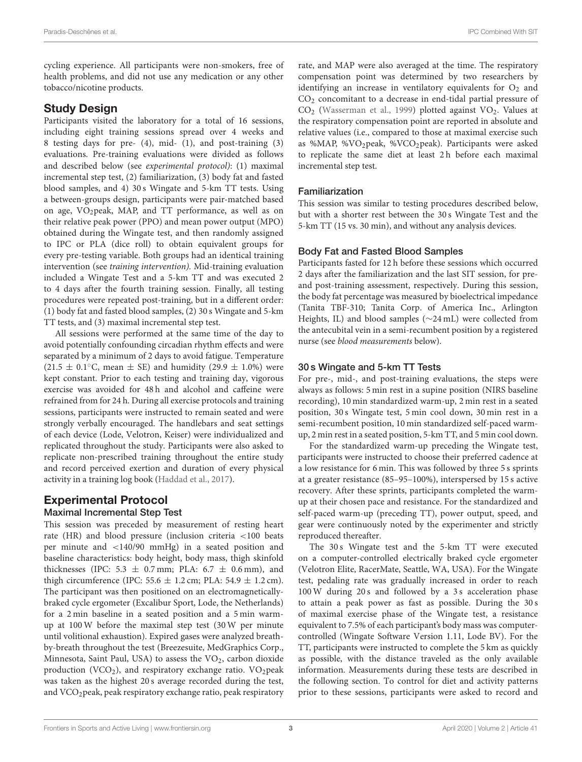cycling experience. All participants were non-smokers, free of health problems, and did not use any medication or any other tobacco/nicotine products.

## Study Design

Participants visited the laboratory for a total of 16 sessions, including eight training sessions spread over 4 weeks and 8 testing days for pre- (4), mid- (1), and post-training (3) evaluations. Pre-training evaluations were divided as follows and described below (see *experimental protocol)*: (1) maximal incremental step test, (2) familiarization, (3) body fat and fasted blood samples, and 4) 30 s Wingate and 5-km TT tests. Using a between-groups design, participants were pair-matched based on age, $VO_2$peak, MAP, and TT performance, as well as on their relative peak power (PPO) and mean power output (MPO) obtained during the Wingate test, and then randomly assigned to IPC or PLA (dice roll) to obtain equivalent groups for every pre-testing variable. Both groups had an identical training intervention (see *training intervention).* Mid-training evaluation included a Wingate Test and a 5-km TT and was executed 2 to 4 days after the fourth training session. Finally, all testing procedures were repeated post-training, but in a different order: (1) body fat and fasted blood samples, (2) 30 s Wingate and 5-km TT tests, and (3) maximal incremental step test.

All sessions were performed at the same time of the day to avoid potentially confounding circadian rhythm effects and were separated by a minimum of 2 days to avoid fatigue. Temperature ($21.5 \pm 0.1$°C, mean $\pm$ SE) and humidity ($29.9 \pm 1.0$%) were kept constant. Prior to each testing and training day, vigorous exercise was avoided for 48 h and alcohol and caffeine were refrained from for 24 h. During all exercise protocols and training sessions, participants were instructed to remain seated and were strongly verbally encouraged. The handlebars and seat settings of each device (Lode, Velotron, Keiser) were individualized and replicated throughout the study. Participants were also asked to replicate non-prescribed training throughout the entire study and record perceived exertion and duration of every physical activity in a training log book (Haddad et al., 2017).

## Experimental Protocol

### Maximal Incremental Step Test

This session was preceded by measurement of resting heart rate (HR) and blood pressure (inclusion criteria <100 beats per minute and <140/90 mmHg) in a seated position and baseline characteristics: body height, body mass, thigh skinfold thicknesses (IPC: $5.3 \pm 0.7$ mm; PLA: $6.7 \pm 0.6$ mm), and thigh circumference (IPC: $55.6 \pm 1.2$ cm; PLA: $54.9 \pm 1.2$ cm). The participant was then positioned on an electromagnetically-braked cycle ergometer (Excalibur Sport, Lode, the Netherlands) for a 2 min baseline in a seated position and a 5 min warm-up at 100 W before the maximal step test (30 W per minute until volitional exhaustion). Expired gases were analyzed breath-by-breath throughout the test (Breezesuite, MedGraphics Corp., Minnesota, Saint Paul, USA) to assess the $VO_2$, carbon dioxide production ($VCO_2$), and respiratory exchange ratio. $VO_2$peak was taken as the highest 20 s average recorded during the test, and $VCO_2$peak, peak respiratory exchange ratio, peak respiratory rate, and MAP were also averaged at the time. The respiratory compensation point was determined by two researchers by identifying an increase in ventilatory equivalents for $O_2$ and $CO_2$ concomitant to a decrease in end-tidal partial pressure of $CO_2$ (Wasserman et al., 1999) plotted against $VO_2$. Values at the respiratory compensation point are reported in absolute and relative values (i.e., compared to those at maximal exercise such as %MAP, %$VO_2$peak, %$VCO_2$peak). Participants were asked to replicate the same diet at least 2 h before each maximal incremental step test.

### Familiarization

This session was similar to testing procedures described below, but with a shorter rest between the 30 s Wingate Test and the 5-km TT (15 vs. 30 min), and without any analysis devices.

### Body Fat and Fasted Blood Samples

Participants fasted for 12 h before these sessions which occurred 2 days after the familiarization and the last SIT session, for pre- and post-training assessment, respectively. During this session, the body fat percentage was measured by bioelectrical impedance (Tanita TBF-310; Tanita Corp. of America Inc., Arlington Heights, IL) and blood samples (~24 mL) were collected from the antecubital vein in a semi-recumbent position by a registered nurse (see *blood measurements* below).

### 30 s Wingate and 5-km TT Tests

For pre-, mid-, and post-training evaluations, the steps were always as follows: 5 min rest in a supine position (NIRS baseline recording), 10 min standardized warm-up, 2 min rest in a seated position, 30 s Wingate test, 5 min cool down, 30 min rest in a semi-recumbent position, 10 min standardized self-paced warm-up, 2 min rest in a seated position, 5-km TT, and 5 min cool down.

For the standardized warm-up preceding the Wingate test, participants were instructed to choose their preferred cadence at a low resistance for 6 min. This was followed by three 5 s sprints at a greater resistance (85–95–100%), interspersed by 15 s active recovery. After these sprints, participants completed the warm-up at their chosen pace and resistance. For the standardized and self-paced warm-up (preceding TT), power output, speed, and gear were continuously noted by the experimenter and strictly reproduced thereafter.

The 30 s Wingate test and the 5-km TT were executed on a computer-controlled electrically braked cycle ergometer (Velotron Elite, RacerMate, Seattle, WA, USA). For the Wingate test, pedaling rate was gradually increased in order to reach 100 W during 20 s and followed by a 3 s acceleration phase to attain a peak power as fast as possible. During the 30 s of maximal exercise phase of the Wingate test, a resistance equivalent to 7.5% of each participant's body mass was computer-controlled (Wingate Software Version 1.11, Lode BV). For the TT, participants were instructed to complete the 5 km as quickly as possible, with the distance traveled as the only available information. Measurements during these tests are described in the following section. To control for diet and activity patterns prior to these sessions, participants were asked to record and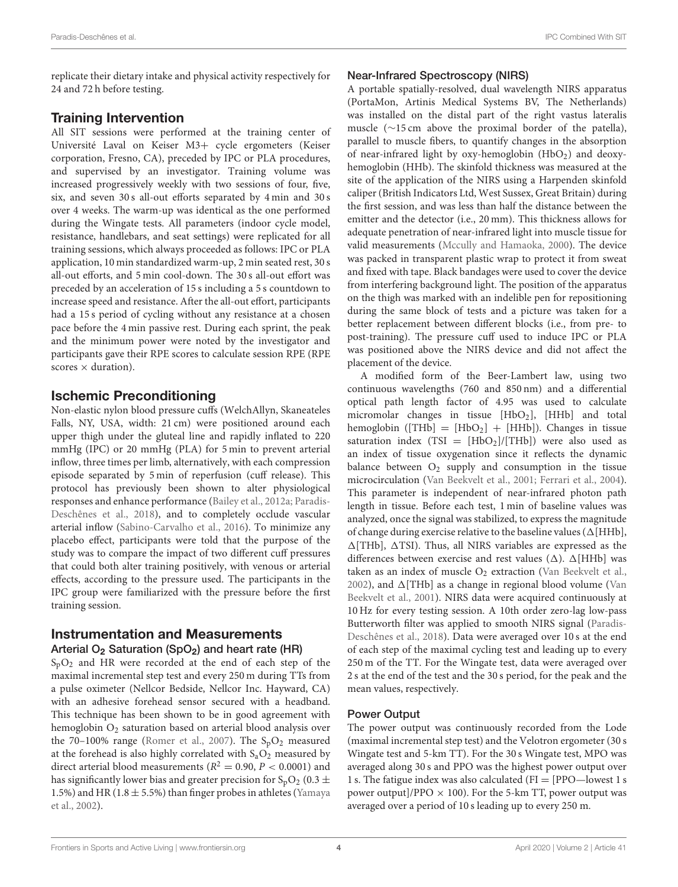replicate their dietary intake and physical activity respectively for 24 and 72 h before testing.

## Training Intervention

All SIT sessions were performed at the training center of Université Laval on Keiser M3+ cycle ergometers (Keiser corporation, Fresno, CA), preceded by IPC or PLA procedures, and supervised by an investigator. Training volume was increased progressively weekly with two sessions of four, five, six, and seven 30 s all-out efforts separated by 4 min and 30 s over 4 weeks. The warm-up was identical as the one performed during the Wingate tests. All parameters (indoor cycle model, resistance, handlebars, and seat settings) were replicated for all training sessions, which always proceeded as follows: IPC or PLA application, 10 min standardized warm-up, 2 min seated rest, 30 s all-out efforts, and 5 min cool-down. The 30 s all-out effort was preceded by an acceleration of 15 s including a 5 s countdown to increase speed and resistance. After the all-out effort, participants had a 15 s period of cycling without any resistance at a chosen pace before the 4 min passive rest. During each sprint, the peak and the minimum power were noted by the investigator and participants gave their RPE scores to calculate session RPE (RPE scores × duration).

## Ischemic Preconditioning

Non-elastic nylon blood pressure cuffs (WelchAllyn, Skaneateles Falls, NY, USA, width: 21 cm) were positioned around each upper thigh under the gluteal line and rapidly inflated to 220 mmHg (IPC) or 20 mmHg (PLA) for 5 min to prevent arterial inflow, three times per limb, alternatively, with each compression episode separated by 5 min of reperfusion (cuff release). This protocol has previously been shown to alter physiological responses and enhance performance (Bailey et al., 2012a; Paradis-Deschênes et al., 2018), and to completely occlude vascular arterial inflow (Sabino-Carvalho et al., 2016). To minimize any placebo effect, participants were told that the purpose of the study was to compare the impact of two different cuff pressures that could both alter training positively, with venous or arterial effects, according to the pressure used. The participants in the IPC group were familiarized with the pressure before the first training session.

## Instrumentation and Measurements

### Arterial $O_2$ Saturation ($SpO_2$) and heart rate (HR)

$S_pO_2$ and HR were recorded at the end of each step of the maximal incremental step test and every 250 m during TTs from a pulse oximeter (Nellcor Bedside, Nellcor Inc. Hayward, CA) with an adhesive forehead sensor secured with a headband. This technique has been shown to be in good agreement with hemoglobin $O_2$ saturation based on arterial blood analysis over the 70–100% range (Romer et al., 2007). The $S_pO_2$ measured at the forehead is also highly correlated with $S_aO_2$ measured by direct arterial blood measurements ($R^2 = 0.90$, $P < 0.0001$) and has significantly lower bias and greater precision for $S_pO_2$ ($0.3 \pm 1.5\%$) and HR ($1.8 \pm 5.5\%$) than finger probes in athletes (Yamaya et al., 2002).

### Near-Infrared Spectroscopy (NIRS)

A portable spatially-resolved, dual wavelength NIRS apparatus (PortaMon, Artinis Medical Systems BV, The Netherlands) was installed on the distal part of the right vastus lateralis muscle (~15 cm above the proximal border of the patella), parallel to muscle fibers, to quantify changes in the absorption of near-infrared light by oxy-hemoglobin ($HbO_2$) and deoxy-hemoglobin (HHb). The skinfold thickness was measured at the site of the application of the NIRS using a Harpenden skinfold caliper (British Indicators Ltd, West Sussex, Great Britain) during the first session, and was less than half the distance between the emitter and the detector (i.e., 20 mm). This thickness allows for adequate penetration of near-infrared light into muscle tissue for valid measurements (Mccully and Hamaoka, 2000). The device was packed in transparent plastic wrap to protect it from sweat and fixed with tape. Black bandages were used to cover the device from interfering background light. The position of the apparatus on the thigh was marked with an indelible pen for repositioning during the same block of tests and a picture was taken for a better replacement between different blocks (i.e., from pre- to post-training). The pressure cuff used to induce IPC or PLA was positioned above the NIRS device and did not affect the placement of the device.

A modified form of the Beer-Lambert law, using two continuous wavelengths (760 and 850 nm) and a differential optical path length factor of 4.95 was used to calculate micromolar changes in tissue [$HbO_2$], [HHb] and total hemoglobin ([THb] = [$HbO_2$] + [HHb]). Changes in tissue saturation index (TSI = [$HbO_2$]/[THb]) were also used as an index of tissue oxygenation since it reflects the dynamic balance between $O_2$ supply and consumption in the tissue microcirculation (Van Beekvelt et al., 2001; Ferrari et al., 2004). This parameter is independent of near-infrared photon path length in tissue. Before each test, 1 min of baseline values was analyzed, once the signal was stabilized, to express the magnitude of change during exercise relative to the baseline values (Δ[HHb], Δ[THb], ΔTSI). Thus, all NIRS variables are expressed as the differences between exercise and rest values (Δ). Δ[HHb] was taken as an index of muscle $O_2$ extraction (Van Beekvelt et al., 2002), and Δ[THb] as a change in regional blood volume (Van Beekvelt et al., 2001). NIRS data were acquired continuously at 10 Hz for every testing session. A 10th order zero-lag low-pass Butterworth filter was applied to smooth NIRS signal (Paradis-Deschênes et al., 2018). Data were averaged over 10 s at the end of each step of the maximal cycling test and leading up to every 250 m of the TT. For the Wingate test, data were averaged over 2 s at the end of the test and the 30 s period, for the peak and the mean values, respectively.

### Power Output

The power output was continuously recorded from the Lode (maximal incremental step test) and the Velotron ergometer (30 s Wingate test and 5-km TT). For the 30 s Wingate test, MPO was averaged along 30 s and PPO was the highest power output over 1 s. The fatigue index was also calculated (FI = [PPO—lowest 1 s power output]/PPO × 100). For the 5-km TT, power output was averaged over a period of 10 s leading up to every 250 m.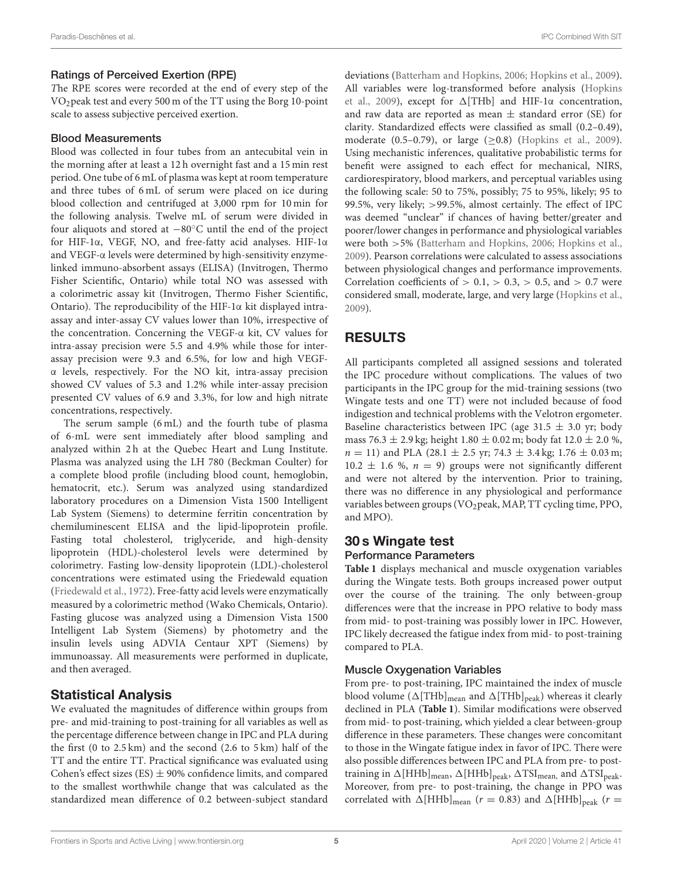### Ratings of Perceived Exertion (RPE)

The RPE scores were recorded at the end of every step of the $VO_2$peak test and every 500 m of the TT using the Borg 10-point scale to assess subjective perceived exertion.

### Blood Measurements

Blood was collected in four tubes from an antecubital vein in the morning after at least a 12 h overnight fast and a 15 min rest period. One tube of 6 mL of plasma was kept at room temperature and three tubes of 6 mL of serum were placed on ice during blood collection and centrifuged at 3,000 rpm for 10 min for the following analysis. Twelve mL of serum were divided in four aliquots and stored at −80°C until the end of the project for HIF-1α, VEGF, NO, and free-fatty acid analyses. HIF-1α and VEGF-α levels were determined by high-sensitivity enzyme-linked immuno-absorbent assays (ELISA) (Invitrogen, Thermo Fisher Scientific, Ontario) while total NO was assessed with a colorimetric assay kit (Invitrogen, Thermo Fisher Scientific, Ontario). The reproducibility of the HIF-1α kit displayed intra-assay and inter-assay CV values lower than 10%, irrespective of the concentration. Concerning the VEGF-α kit, CV values for intra-assay precision were 5.5 and 4.9% while those for inter-assay precision were 9.3 and 6.5%, for low and high VEGF-α levels, respectively. For the NO kit, intra-assay precision showed CV values of 5.3 and 1.2% while inter-assay precision presented CV values of 6.9 and 3.3%, for low and high nitrate concentrations, respectively.

The serum sample (6 mL) and the fourth tube of plasma of 6-mL were sent immediately after blood sampling and analyzed within 2 h at the Quebec Heart and Lung Institute. Plasma was analyzed using the LH 780 (Beckman Coulter) for a complete blood profile (including blood count, hemoglobin, hematocrit, etc.). Serum was analyzed using standardized laboratory procedures on a Dimension Vista 1500 Intelligent Lab System (Siemens) to determine ferritin concentration by chemiluminescent ELISA and the lipid-lipoprotein profile. Fasting total cholesterol, triglyceride, and high-density lipoprotein (HDL)-cholesterol levels were determined by colorimetry. Fasting low-density lipoprotein (LDL)-cholesterol concentrations were estimated using the Friedewald equation (Friedewald et al., 1972). Free-fatty acid levels were enzymatically measured by a colorimetric method (Wako Chemicals, Ontario). Fasting glucose was analyzed using a Dimension Vista 1500 Intelligent Lab System (Siemens) by photometry and the insulin levels using ADVIA Centaur XPT (Siemens) by immunoassay. All measurements were performed in duplicate, and then averaged.

## Statistical Analysis

We evaluated the magnitudes of difference within groups from pre- and mid-training to post-training for all variables as well as the percentage difference between change in IPC and PLA during the first (0 to 2.5 km) and the second (2.6 to 5 km) half of the TT and the entire TT. Practical significance was evaluated using Cohen's effect sizes (ES) ± 90% confidence limits, and compared to the smallest worthwhile change that was calculated as the standardized mean difference of 0.2 between-subject standard deviations (Batterham and Hopkins, 2006; Hopkins et al., 2009). All variables were log-transformed before analysis (Hopkins et al., 2009), except for Δ[THb] and HIF-1α concentration, and raw data are reported as mean ± standard error (SE) for clarity. Standardized effects were classified as small (0.2–0.49), moderate (0.5–0.79), or large (≥0.8) (Hopkins et al., 2009). Using mechanistic inferences, qualitative probabilistic terms for benefit were assigned to each effect for mechanical, NIRS, cardiorespiratory, blood markers, and perceptual variables using the following scale: 50 to 75%, possibly; 75 to 95%, likely; 95 to 99.5%, very likely; >99.5%, almost certainly. The effect of IPC was deemed "unclear" if chances of having better/greater and poorer/lower changes in performance and physiological variables were both >5% (Batterham and Hopkins, 2006; Hopkins et al., 2009). Pearson correlations were calculated to assess associations between physiological changes and performance improvements. Correlation coefficients of > 0.1, > 0.3, > 0.5, and > 0.7 were considered small, moderate, large, and very large (Hopkins et al., 2009).

# RESULTS

All participants completed all assigned sessions and tolerated the IPC procedure without complications. The values of two participants in the IPC group for the mid-training sessions (two Wingate tests and one TT) were not included because of food indigestion and technical problems with the Velotron ergometer. Baseline characteristics between IPC (age 31.5 ± 3.0 yr; body mass 76.3 ± 2.9 kg; height 1.80 ± 0.02 m; body fat 12.0 ± 2.0 %, $n$ = 11) and PLA (28.1 ± 2.5 yr; 74.3 ± 3.4 kg; 1.76 ± 0.03 m; 10.2 ± 1.6 %, $n$ = 9) groups were not significantly different and were not altered by the intervention. Prior to training, there was no difference in any physiological and performance variables between groups ($VO_2$peak, MAP, TT cycling time, PPO, and MPO).

## 30 s Wingate test

### Performance Parameters

**Table 1** displays mechanical and muscle oxygenation variables during the Wingate tests. Both groups increased power output over the course of the training. The only between-group differences were that the increase in PPO relative to body mass from mid- to post-training was possibly lower in IPC. However, IPC likely decreased the fatigue index from mid- to post-training compared to PLA.

### Muscle Oxygenation Variables

From pre- to post-training, IPC maintained the index of muscle blood volume ($\Delta[THb]_{mean}$ and $\Delta[THb]_{peak}$) whereas it clearly declined in PLA (**Table 1**). Similar modifications were observed from mid- to post-training, which yielded a clear between-group difference in these parameters. These changes were concomitant to those in the Wingate fatigue index in favor of IPC. There were also possible differences between IPC and PLA from pre- to post-training in $\Delta[HHb]_{mean}$, $\Delta[HHb]_{peak}$, $\Delta TSI_{mean}$, and $\Delta TSI_{peak}$. Moreover, from pre- to post-training, the change in PPO was correlated with $\Delta[HHb]_{mean}$ ($r$ = 0.83) and $\Delta[HHb]_{peak}$ ($r$ =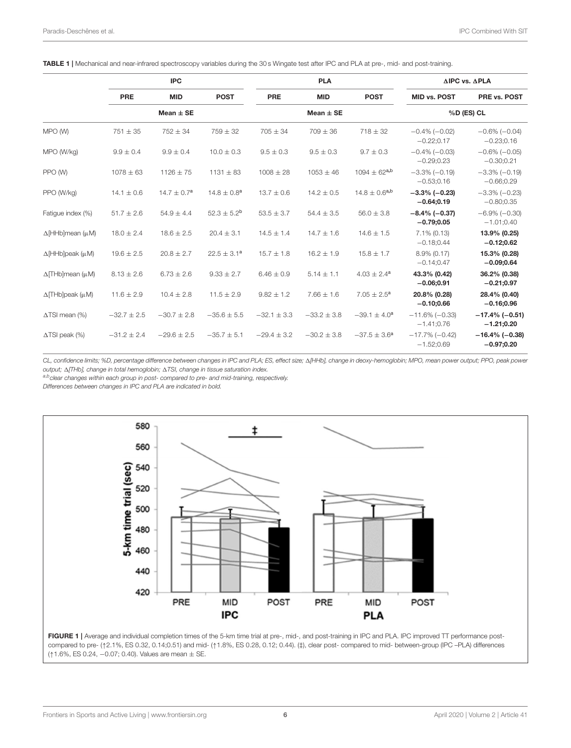**TABLE 1** | Mechanical and near-infrared spectroscopy variables during the 30 s Wingate test after IPC and PLA at pre-, mid- and post-training.

| | IPC | | | PLA | | | ΔIPC vs. ΔPLA | |
|---|---|---|---|---|---|---|---|---|
| | PRE | MID | POST | PRE | MID | POST | MID vs. POST | PRE vs. POST |
| | Mean ± SE | | | Mean ± SE | | | %D (ES) CL | |
| MPO (W) | 751 ± 35 | 752 ± 34 | 759 ± 32 | 705 ± 34 | 709 ± 36 | 718 ± 32 | −0.4% (−0.02) −0.22;0.17 | −0.6% (−0.04) −0.23;0.16 |
| MPO (W/kg) | 9.9 ± 0.4 | 9.9 ± 0.4 | 10.0 ± 0.3 | 9.5 ± 0.3 | 9.5 ± 0.3 | 9.7 ± 0.3 | −0.4% (−0.03) −0.29;0.23 | −0.6% (−0.05) −0.30;0.21 |
| PPO (W) | 1078 ± 63 | 1126 ± 75 | 1131 ± 83 | 1008 ± 28 | 1053 ± 46 | 1094 ± 62[a,b] | −3.3% (−0.19) −0.53;0.16 | −3.3% (−0.19) −0.66;0.29 |
| PPO (W/kg) | 14.1 ± 0.6 | 14.7 ± 0.7[a] | 14.8 ± 0.8[a] | 13.7 ± 0.6 | 14.2 ± 0.5 | 14.8 ± 0.6[a,b] | **−3.3% (−0.23) −0.64;0.19** | −3.3% (−0.23) −0.80;0.35 |
| Fatigue index (%) | 51.7 ± 2.6 | 54.9 ± 4.4 | 52.3 ± 5.2[b] | 53.5 ± 3.7 | 54.4 ± 3.5 | 56.0 ± 3.8 | **−8.4% (−0.37) −0.79;0.05** | −6.9% (−0.30) −1.01;0.40 |
| Δ[HHb]mean (μM) | 18.0 ± 2.4 | 18.6 ± 2.5 | 20.4 ± 3.1 | 14.5 ± 1.4 | 14.7 ± 1.6 | 14.6 ± 1.5 | 7.1% (0.13) −0.18;0.44 | **13.9% (0.25) −0.12;0.62** |
| Δ[HHb]peak (μM) | 19.6 ± 2.5 | 20.8 ± 2.7 | 22.5 ± 3.1[a] | 15.7 ± 1.8 | 16.2 ± 1.9 | 15.8 ± 1.7 | 8.9% (0.17) −0.14;0.47 | **15.3% (0.28) −0.09;0.64** |
| Δ[THb]mean (μM) | 8.13 ± 2.6 | 6.73 ± 2.6 | 9.33 ± 2.7 | 6.46 ± 0.9 | 5.14 ± 1.1 | 4.03 ± 2.4[a] | **43.3% (0.42) −0.06;0.91** | **36.2% (0.38) −0.21;0.97** |
| Δ[THb]peak (μM) | 11.6 ± 2.9 | 10.4 ± 2.8 | 11.5 ± 2.9 | 9.82 ± 1.2 | 7.66 ± 1.6 | 7.05 ± 2.5[a] | **20.8% (0.28) −0.10;0.66** | **28.4% (0.40) −0.16;0.96** |
| ΔTSI mean (%) | −32.7 ± 2.5 | −30.7 ± 2.8 | −35.6 ± 5.5 | −32.1 ± 3.3 | −33.2 ± 3.8 | −39.1 ± 4.0[a] | −11.6% (−0.33) −1.41;0.76 | **−17.4% (−0.51) −1.21;0.20** |
| ΔTSI peak (%) | −31.2 ± 2.4 | −29.6 ± 2.5 | −35.7 ± 5.1 | −29.4 ± 3.2 | −30.2 ± 3.8 | −37.5 ± 3.6[a] | −17.7% (−0.42) −1.52;0.69 | **−16.4% (−0.38) −0.97;0.20** |

*CL, confidence limits; %D, percentage difference between changes in IPC and PLA; ES, effect size; Δ[HHb], change in deoxy-hemoglobin; MPO, mean power output; PPO, peak power output; Δ[THb], change in total hemoglobin; ΔTSI, change in tissue saturation index.*

*[a,b]clear changes within each group in post- compared to pre- and mid-training, respectively.*

*Differences between changes in IPC and PLA are indicated in bold.*

5-km time trial (sec)
580
560
540
520
500
480
460
440
420
‡
PRE MID POST PRE MID POST
IPC PLA

**FIGURE 1** | Average and individual completion times of the 5-km time trial at pre-, mid-, and post-training in IPC and PLA. IPC improved TT performance post- compared to pre- (↑2.1%, ES 0.32, 0.14;0.51) and mid- (↑1.8%, ES 0.28, 0.12; 0.44). (‡), clear post- compared to mid- between-group (IPC –PLA) differences (↑1.6%, ES 0.24, −0.07; 0.40). Values are mean ± SE.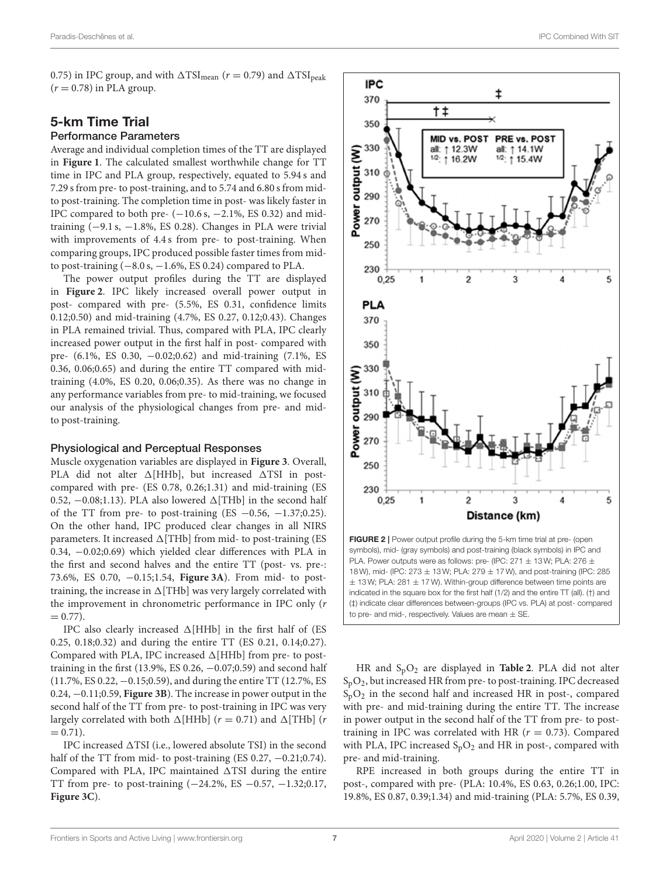0.75) in IPC group, and with $\Delta TSI_{mean}$ ($r = 0.79$) and $\Delta TSI_{peak}$ ($r = 0.78$) in PLA group.

## 5-km Time Trial

### Performance Parameters

Average and individual completion times of the TT are displayed in **Figure 1**. The calculated smallest worthwhile change for TT time in IPC and PLA group, respectively, equated to 5.94 s and 7.29 s from pre- to post-training, and to 5.74 and 6.80 s from mid- to post-training. The completion time in post- was likely faster in IPC compared to both pre- (−10.6 s, −2.1%, ES 0.32) and mid-training (−9.1 s, −1.8%, ES 0.28). Changes in PLA were trivial with improvements of 4.4 s from pre- to post-training. When comparing groups, IPC produced possible faster times from mid- to post-training (−8.0 s, −1.6%, ES 0.24) compared to PLA.

The power output profiles during the TT are displayed in **Figure 2**. IPC likely increased overall power output in post- compared with pre- (5.5%, ES 0.31, confidence limits 0.12;0.50) and mid-training (4.7%, ES 0.27, 0.12;0.43). Changes in PLA remained trivial. Thus, compared with PLA, IPC clearly increased power output in the first half in post- compared with pre- (6.1%, ES 0.30, −0.02;0.62) and mid-training (7.1%, ES 0.36, 0.06;0.65) and during the entire TT compared with mid-training (4.0%, ES 0.20, 0.06;0.35). As there was no change in any performance variables from pre- to mid-training, we focused our analysis of the physiological changes from pre- and mid- to post-training.

### Physiological and Perceptual Responses

Muscle oxygenation variables are displayed in **Figure 3**. Overall, PLA did not alter $\Delta$[HHb], but increased $\Delta$TSI in post- compared with pre- (ES 0.78, 0.26;1.31) and mid-training (ES 0.52, −0.08;1.13). PLA also lowered $\Delta$[THb] in the second half of the TT from pre- to post-training (ES −0.56, −1.37;0.25). On the other hand, IPC produced clear changes in all NIRS parameters. It increased $\Delta$[THb] from mid- to post-training (ES 0.34, −0.02;0.69) which yielded clear differences with PLA in the first and second halves and the entire TT (post- vs. pre-: 73.6%, ES 0.70, −0.15;1.54, **Figure 3A**). From mid- to post-training, the increase in $\Delta$[THb] was very largely correlated with the improvement in chronometric performance in IPC only ($r = 0.77$).

IPC also clearly increased $\Delta$[HHb] in the first half of (ES 0.25, 0.18;0.32) and during the entire TT (ES 0.21, 0.14;0.27). Compared with PLA, IPC increased $\Delta$[HHb] from pre- to post-training in the first (13.9%, ES 0.26, −0.07;0.59) and second half (11.7%, ES 0.22, −0.15;0.59), and during the entire TT (12.7%, ES 0.24, −0.11;0.59, **Figure 3B**). The increase in power output in the second half of the TT from pre- to post-training in IPC was very largely correlated with both $\Delta$[HHb] ($r = 0.71$) and $\Delta$[THb] ($r = 0.71$).

IPC increased $\Delta$TSI (i.e., lowered absolute TSI) in the second half of the TT from mid- to post-training (ES 0.27, −0.21;0.74). Compared with PLA, IPC maintained $\Delta$TSI during the entire TT from pre- to post-training (−24.2%, ES −0.57, −1.32;0.17, **Figure 3C**).

IPC
‡
† ‡
MID vs. POST
all: ↑ 12.3W
1/2: ↑ 16.2W
PRE vs. POST
all: ↑ 14.1W
1/2: ↑ 15.4W
Power output (W)
370
350
330
310
290
270
250
230
0,25
1
2
3
4
5
PLA
Power output (W)
370
350
330
310
290
270
250
230
0,25
1
2
3
4
5
Distance (km)

**FIGURE 2 |** Power output profile during the 5-km time trial at pre- (open symbols), mid- (gray symbols) and post-training (black symbols) in IPC and PLA. Power outputs were as follows: pre- (IPC: 271 ± 13 W; PLA: 276 ± 18 W), mid- (IPC: 273 ± 13 W; PLA: 279 ± 17 W), and post-training (IPC: 285 ± 13 W; PLA: 281 ± 17 W). Within-group difference between time points are indicated in the square box for the first half (1/2) and the entire TT (all). (†) and (‡) indicate clear differences between-groups (IPC vs. PLA) at post- compared to pre- and mid-, respectively. Values are mean ± SE.

HR and $S_pO_2$ are displayed in **Table 2**. PLA did not alter $S_pO_2$, but increased HR from pre- to post-training. IPC decreased $S_pO_2$ in the second half and increased HR in post-, compared with pre- and mid-training during the entire TT. The increase in power output in the second half of the TT from pre- to post-training in IPC was correlated with HR ($r = 0.73$). Compared with PLA, IPC increased $S_pO_2$ and HR in post-, compared with pre- and mid-training.

RPE increased in both groups during the entire TT in post-, compared with pre- (PLA: 10.4%, ES 0.63, 0.26;1.00, IPC: 19.8%, ES 0.87, 0.39;1.34) and mid-training (PLA: 5.7%, ES 0.39,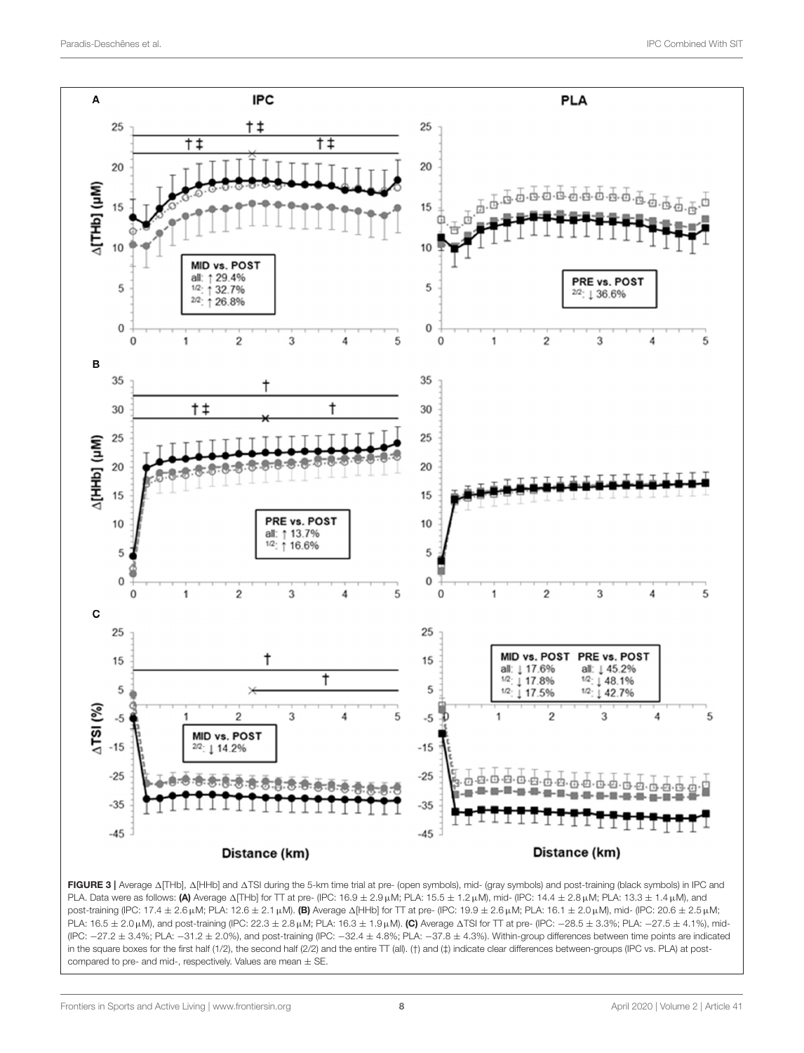A

IPC

PLA

Δ[THb] (μM)

† ‡

† ‡

† ‡

MID vs. POST
all: ↑ 29.4%
1/2: ↑ 32.7%
2/2: ↑ 26.8%

PRE vs. POST
2/2: ↓ 36.6%

B

Δ[HHb] (μM)

†

† ‡

†

PRE vs. POST
all: ↑ 13.7%
1/2: ↑ 16.6%

C

ΔTSI (%)

†

†

MID vs. POST
2/2: ↓ 14.2%

MID vs. POST
all: ↓ 17.6%
1/2: ↓ 17.8%
1/2: ↓ 17.5%

PRE vs. POST
all: ↓ 45.2%
1/2: ↓ 48.1%
1/2: ↓ 42.7%

Distance (km)

Distance (km)

**FIGURE 3 |** Average Δ[THb], Δ[HHb] and ΔTSI during the 5-km time trial at pre- (open symbols), mid- (gray symbols) and post-training (black symbols) in IPC and PLA. Data were as follows: **(A)** Average Δ[THb] for TT at pre- (IPC: 16.9 ± 2.9 μM; PLA: 15.5 ± 1.2 μM), mid- (IPC: 14.4 ± 2.8 μM; PLA: 13.3 ± 1.4 μM), and post-training (IPC: 17.4 ± 2.6 μM; PLA: 12.6 ± 2.1 μM). **(B)** Average Δ[HHb] for TT at pre- (IPC: 19.9 ± 2.6 μM; PLA: 16.1 ± 2.0 μM), mid- (IPC: 20.6 ± 2.5 μM; PLA: 16.5 ± 2.0 μM), and post-training (IPC: 22.3 ± 2.8 μM; PLA: 16.3 ± 1.9 μM). **(C)** Average ΔTSI for TT at pre- (IPC: −28.5 ± 3.3%; PLA: −27.5 ± 4.1%), mid- (IPC: −27.2 ± 3.4%; PLA: −31.2 ± 2.0%), and post-training (IPC: −32.4 ± 4.8%; PLA: −37.8 ± 4.3%). Within-group differences between time points are indicated in the square boxes for the first half (1/2), the second half (2/2) and the entire TT (all). (†) and (‡) indicate clear differences between-groups (IPC vs. PLA) at post- compared to pre- and mid-, respectively. Values are mean ± SE.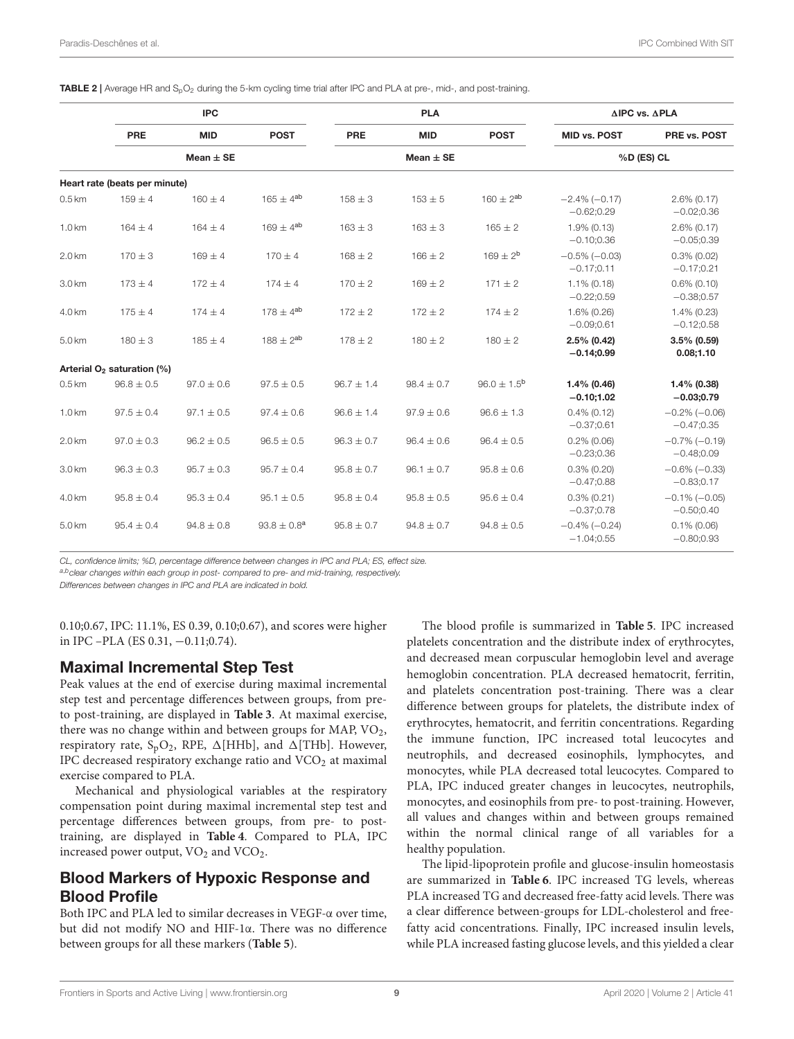**TABLE 2 |** Average HR and $S_pO_2$ during the 5-km cycling time trial after IPC and PLA at pre-, mid-, and post-training.

| | IPC | | | PLA | | | ΔIPC vs. ΔPLA | |
|---|---|---|---|---|---|---|---|---|
| | PRE | MID | POST | PRE | MID | POST | MID vs. POST | PRE vs. POST |
| | Mean ± SE | | | Mean ± SE | | | %D (ES) CL | |
| **Heart rate (beats per minute)** | | | | | | | | |
| 0.5 km | 159 ± 4 | 160 ± 4 | 165 ± 4[ab] | 158 ± 3 | 153 ± 5 | 160 ± 2[ab] | −2.4% (−0.17) −0.62;0.29 | 2.6% (0.17) −0.02;0.36 |
| 1.0 km | 164 ± 4 | 164 ± 4 | 169 ± 4[ab] | 163 ± 3 | 163 ± 3 | 165 ± 2 | 1.9% (0.13) −0.10;0.36 | 2.6% (0.17) −0.05;0.39 |
| 2.0 km | 170 ± 3 | 169 ± 4 | 170 ± 4 | 168 ± 2 | 166 ± 2 | 169 ± 2[b] | −0.5% (−0.03) −0.17;0.11 | 0.3% (0.02) −0.17;0.21 |
| 3.0 km | 173 ± 4 | 172 ± 4 | 174 ± 4 | 170 ± 2 | 169 ± 2 | 171 ± 2 | 1.1% (0.18) −0.22;0.59 | 0.6% (0.10) −0.38;0.57 |
| 4.0 km | 175 ± 4 | 174 ± 4 | 178 ± 4[ab] | 172 ± 2 | 172 ± 2 | 174 ± 2 | 1.6% (0.26) −0.09;0.61 | 1.4% (0.23) −0.12;0.58 |
| 5.0 km | 180 ± 3 | 185 ± 4 | 188 ± 2[ab] | 178 ± 2 | 180 ± 2 | 180 ± 2 | **2.5% (0.42) −0.14;0.99** | **3.5% (0.59) 0.08;1.10** |
| **Arterial $O_2$ saturation (%)** | | | | | | | | |
| 0.5 km | 96.8 ± 0.5 | 97.0 ± 0.6 | 97.5 ± 0.5 | 96.7 ± 1.4 | 98.4 ± 0.7 | 96.0 ± 1.5[b] | **1.4% (0.46) −0.10;1.02** | **1.4% (0.38) −0.03;0.79** |
| 1.0 km | 97.5 ± 0.4 | 97.1 ± 0.5 | 97.4 ± 0.6 | 96.6 ± 1.4 | 97.9 ± 0.6 | 96.6 ± 1.3 | 0.4% (0.12) −0.37;0.61 | −0.2% (−0.06) −0.47;0.35 |
| 2.0 km | 97.0 ± 0.3 | 96.2 ± 0.5 | 96.5 ± 0.5 | 96.3 ± 0.7 | 96.4 ± 0.6 | 96.4 ± 0.5 | 0.2% (0.06) −0.23;0.36 | −0.7% (−0.19) −0.48;0.09 |
| 3.0 km | 96.3 ± 0.3 | 95.7 ± 0.3 | 95.7 ± 0.4 | 95.8 ± 0.7 | 96.1 ± 0.7 | 95.8 ± 0.6 | 0.3% (0.20) −0.47;0.88 | −0.6% (−0.33) −0.83;0.17 |
| 4.0 km | 95.8 ± 0.4 | 95.3 ± 0.4 | 95.1 ± 0.5 | 95.8 ± 0.4 | 95.8 ± 0.5 | 95.6 ± 0.4 | 0.3% (0.21) −0.37;0.78 | −0.1% (−0.05) −0.50;0.40 |
| 5.0 km | 95.4 ± 0.4 | 94.8 ± 0.8 | 93.8 ± 0.8[a] | 95.8 ± 0.7 | 94.8 ± 0.7 | 94.8 ± 0.5 | −0.4% (−0.24) −1.04;0.55 | 0.1% (0.06) −0.80;0.93 |

*CL, confidence limits; %D, percentage difference between changes in IPC and PLA; ES, effect size.*
*[a,b]clear changes within each group in post- compared to pre- and mid-training, respectively.*
*Differences between changes in IPC and PLA are indicated in bold.*

0.10;0.67, IPC: 11.1%, ES 0.39, 0.10;0.67), and scores were higher in IPC –PLA (ES 0.31, −0.11;0.74).

## Maximal Incremental Step Test

Peak values at the end of exercise during maximal incremental step test and percentage differences between groups, from pre- to post-training, are displayed in **Table 3**. At maximal exercise, there was no change within and between groups for MAP, $VO_2$, respiratory rate, $S_pO_2$, RPE, Δ[HHb], and Δ[THb]. However, IPC decreased respiratory exchange ratio and $VCO_2$ at maximal exercise compared to PLA.

Mechanical and physiological variables at the respiratory compensation point during maximal incremental step test and percentage differences between groups, from pre- to post-training, are displayed in **Table 4**. Compared to PLA, IPC increased power output, $VO_2$ and $VCO_2$.

## Blood Markers of Hypoxic Response and Blood Profile

Both IPC and PLA led to similar decreases in VEGF-α over time, but did not modify NO and HIF-1α. There was no difference between groups for all these markers (**Table 5**).

The blood profile is summarized in **Table 5**. IPC increased platelets concentration and the distribute index of erythrocytes, and decreased mean corpuscular hemoglobin level and average hemoglobin concentration. PLA decreased hematocrit, ferritin, and platelets concentration post-training. There was a clear difference between groups for platelets, the distribute index of erythrocytes, hematocrit, and ferritin concentrations. Regarding the immune function, IPC increased total leucocytes and neutrophils, and decreased eosinophils, lymphocytes, and monocytes, while PLA decreased total leucocytes. Compared to PLA, IPC induced greater changes in leucocytes, neutrophils, monocytes, and eosinophils from pre- to post-training. However, all values and changes within and between groups remained within the normal clinical range of all variables for a healthy population.

The lipid-lipoprotein profile and glucose-insulin homeostasis are summarized in **Table 6**. IPC increased TG levels, whereas PLA increased TG and decreased free-fatty acid levels. There was a clear difference between-groups for LDL-cholesterol and free-fatty acid concentrations. Finally, IPC increased insulin levels, while PLA increased fasting glucose levels, and this yielded a clear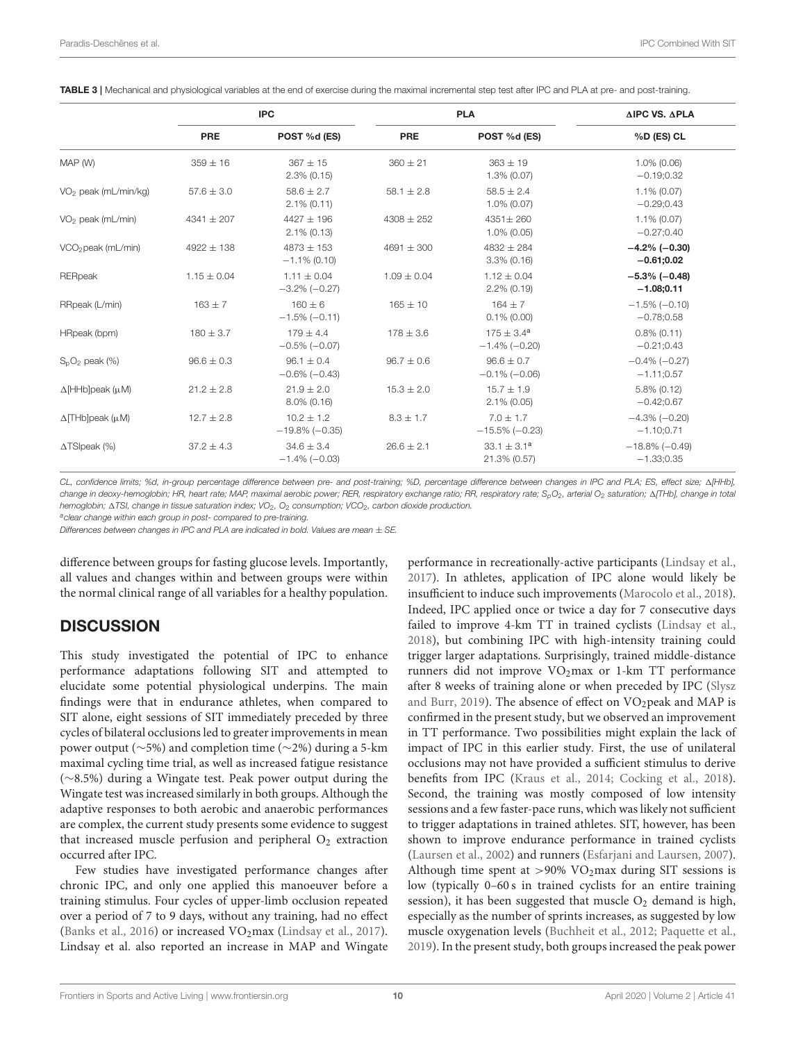**TABLE 3** | Mechanical and physiological variables at the end of exercise during the maximal incremental step test after IPC and PLA at pre- and post-training.

| | IPC | | PLA | | ΔIPC VS. ΔPLA |
|---|---|---|---|---|---|
| | **PRE** | **POST %d (ES)** | **PRE** | **POST %d (ES)** | **%D (ES) CL** |
| MAP (W) | 359 ± 16 | 367 ± 15<br>2.3% (0.15) | 360 ± 21 | 363 ± 19<br>1.3% (0.07) | 1.0% (0.06)<br>−0.19;0.32 |
| $VO_2$ peak (mL/min/kg) | 57.6 ± 3.0 | 58.6 ± 2.7<br>2.1% (0.11) | 58.1 ± 2.8 | 58.5 ± 2.4<br>1.0% (0.07) | 1.1% (0.07)<br>−0.29;0.43 |
| $VO_2$ peak (mL/min) | 4341 ± 207 | 4427 ± 196<br>2.1% (0.13) | 4308 ± 252 | 4351± 260<br>1.0% (0.05) | 1.1% (0.07)<br>−0.27;0.40 |
| $VCO_2$peak (mL/min) | 4922 ± 138 | 4873 ± 153<br>−1.1% (0.10) | 4691 ± 300 | 4832 ± 284<br>3.3% (0.16) | **−4.2% (−0.30)**<br>**−0.61;0.02** |
| RERpeak | 1.15 ± 0.04 | 1.11 ± 0.04<br>−3.2% (−0.27) | 1.09 ± 0.04 | 1.12 ± 0.04<br>2.2% (0.19) | **−5.3% (−0.48)**<br>**−1.08;0.11** |
| RRpeak (L/min) | 163 ± 7 | 160 ± 6<br>−1.5% (−0.11) | 165 ± 10 | 164 ± 7<br>0.1% (0.00) | −1.5% (−0.10)<br>−0.78;0.58 |
| HRpeak (bpm) | 180 ± 3.7 | 179 ± 4.4<br>−0.5% (−0.07) | 178 ± 3.6 | 175 ± 3.4[a]<br>−1.4% (−0.20) | 0.8% (0.11)<br>−0.21;0.43 |
| $S_pO_2$ peak (%) | 96.6 ± 0.3 | 96.1 ± 0.4<br>−0.6% (−0.43) | 96.7 ± 0.6 | 96.6 ± 0.7<br>−0.1% (−0.06) | −0.4% (−0.27)<br>−1.11;0.57 |
| Δ[HHb]peak (μM) | 21.2 ± 2.8 | 21.9 ± 2.0<br>8.0% (0.16) | 15.3 ± 2.0 | 15.7 ± 1.9<br>2.1% (0.05) | 5.8% (0.12)<br>−0.42;0.67 |
| Δ[THb]peak (μM) | 12.7 ± 2.8 | 10.2 ± 1.2<br>−19.8% (−0.35) | 8.3 ± 1.7 | 7.0 ± 1.7<br>−15.5% (−0.23) | −4.3% (−0.20)<br>−1.10;0.71 |
| ΔTSIpeak (%) | 37.2 ± 4.3 | 34.6 ± 3.4<br>−1.4% (−0.03) | 26.6 ± 2.1 | 33.1 ± 3.1[a]<br>21.3% (0.57) | −18.8% (−0.49)<br>−1.33;0.35 |

*CL, confidence limits; %d, in-group percentage difference between pre- and post-training; %D, percentage difference between changes in IPC and PLA; ES, effect size; Δ[HHb], change in deoxy-hemoglobin; HR, heart rate; MAP, maximal aerobic power; RER, respiratory exchange ratio; RR, respiratory rate; $S_pO_2$, arterial $O_2$ saturation; Δ[THb], change in total hemoglobin; ΔTSI, change in tissue saturation index; $VO_2$, $O_2$ consumption; $VCO_2$, carbon dioxide production.*

[a]clear change within each group in post- compared to pre-training.

Differences between changes in IPC and PLA are indicated in bold. Values are mean ± SE.

difference between groups for fasting glucose levels. Importantly, all values and changes within and between groups were within the normal clinical range of all variables for a healthy population.

## DISCUSSION

This study investigated the potential of IPC to enhance performance adaptations following SIT and attempted to elucidate some potential physiological underpins. The main findings were that in endurance athletes, when compared to SIT alone, eight sessions of SIT immediately preceded by three cycles of bilateral occlusions led to greater improvements in mean power output (∼5%) and completion time (∼2%) during a 5-km maximal cycling time trial, as well as increased fatigue resistance (∼8.5%) during a Wingate test. Peak power output during the Wingate test was increased similarly in both groups. Although the adaptive responses to both aerobic and anaerobic performances are complex, the current study presents some evidence to suggest that increased muscle perfusion and peripheral $O_2$ extraction occurred after IPC.

Few studies have investigated performance changes after chronic IPC, and only one applied this manoeuver before a training stimulus. Four cycles of upper-limb occlusion repeated over a period of 7 to 9 days, without any training, had no effect (Banks et al., 2016) or increased $VO_2$max (Lindsay et al., 2017). Lindsay et al. also reported an increase in MAP and Wingate performance in recreationally-active participants (Lindsay et al., 2017). In athletes, application of IPC alone would likely be insufficient to induce such improvements (Marocolo et al., 2018). Indeed, IPC applied once or twice a day for 7 consecutive days failed to improve 4-km TT in trained cyclists (Lindsay et al., 2018), but combining IPC with high-intensity training could trigger larger adaptations. Surprisingly, trained middle-distance runners did not improve $VO_2$max or 1-km TT performance after 8 weeks of training alone or when preceded by IPC (Slysz and Burr, 2019). The absence of effect on $VO_2$peak and MAP is confirmed in the present study, but we observed an improvement in TT performance. Two possibilities might explain the lack of impact of IPC in this earlier study. First, the use of unilateral occlusions may not have provided a sufficient stimulus to derive benefits from IPC (Kraus et al., 2014; Cocking et al., 2018). Second, the training was mostly composed of low intensity sessions and a few faster-pace runs, which was likely not sufficient to trigger adaptations in trained athletes. SIT, however, has been shown to improve endurance performance in trained cyclists (Laursen et al., 2002) and runners (Esfarjani and Laursen, 2007). Although time spent at >90% $VO_2$max during SIT sessions is low (typically 0–60 s in trained cyclists for an entire training session), it has been suggested that muscle $O_2$ demand is high, especially as the number of sprints increases, as suggested by low muscle oxygenation levels (Buchheit et al., 2012; Paquette et al., 2019). In the present study, both groups increased the peak power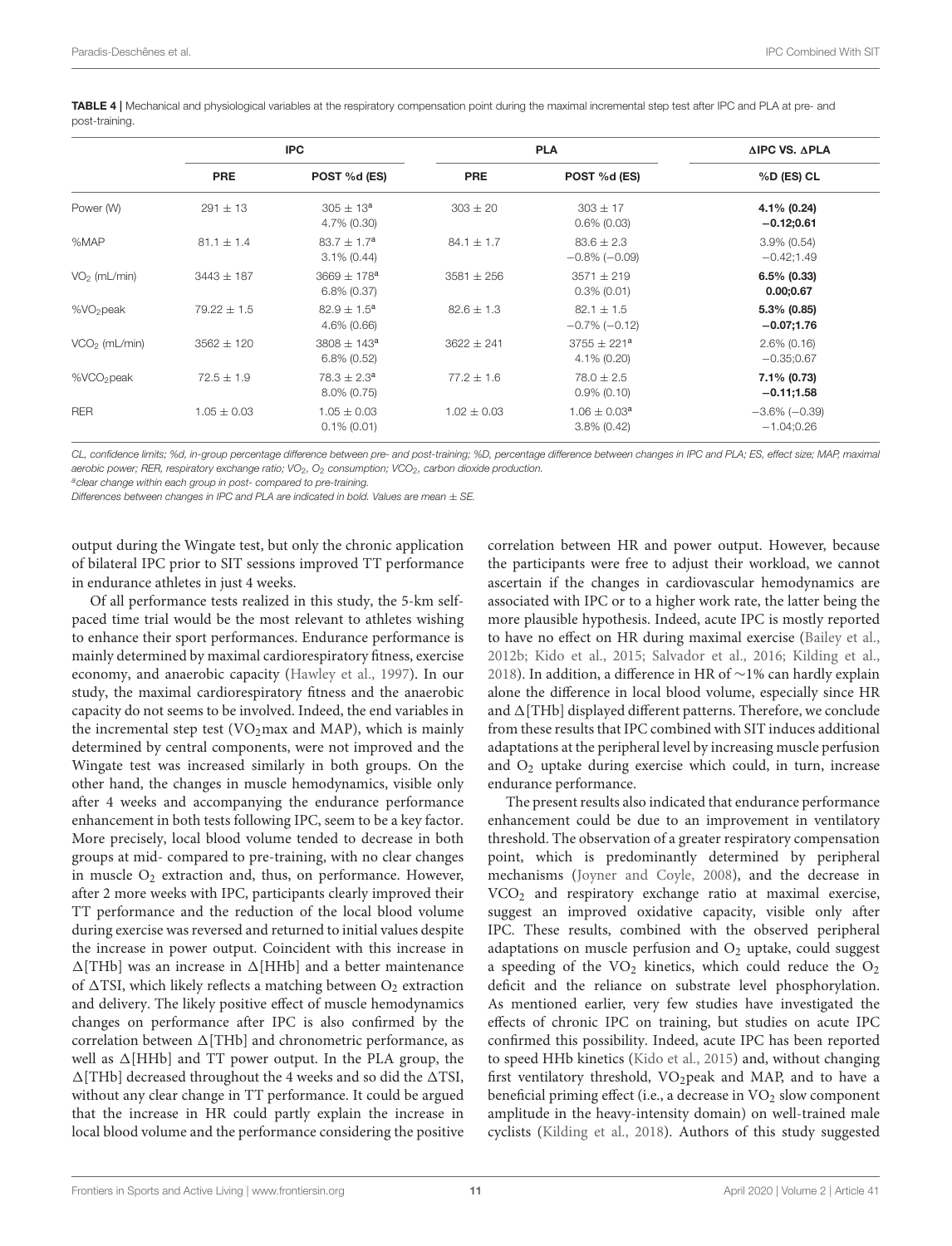**TABLE 4 |** Mechanical and physiological variables at the respiratory compensation point during the maximal incremental step test after IPC and PLA at pre- and post-training.

| | IPC | | PLA | | ΔIPC VS. ΔPLA |
|---|---|---|---|---|---|
| | **PRE** | **POST %d (ES)** | **PRE** | **POST %d (ES)** | **%D (ES) CL** |
| Power (W) | 291 ± 13 | 305 ± 13[a] 4.7% (0.30) | 303 ± 20 | 303 ± 17 0.6% (0.03) | **4.1% (0.24) −0.12;0.61** |
| %MAP | 81.1 ± 1.4 | 83.7 ± 1.7[a] 3.1% (0.44) | 84.1 ± 1.7 | 83.6 ± 2.3 −0.8% (−0.09) | 3.9% (0.54) −0.42;1.49 |
| $VO_2$ (mL/min) | 3443 ± 187 | 3669 ± 178[a] 6.8% (0.37) | 3581 ± 256 | 3571 ± 219 0.3% (0.01) | **6.5% (0.33) 0.00;0.67** |
| $\%VO_2$peak | 79.22 ± 1.5 | 82.9 ± 1.5[a] 4.6% (0.66) | 82.6 ± 1.3 | 82.1 ± 1.5 −0.7% (−0.12) | **5.3% (0.85) −0.07;1.76** |
| $VCO_2$ (mL/min) | 3562 ± 120 | 3808 ± 143[a] 6.8% (0.52) | 3622 ± 241 | 3755 ± 221[a] 4.1% (0.20) | 2.6% (0.16) −0.35;0.67 |
| $\%VCO_2$peak | 72.5 ± 1.9 | 78.3 ± 2.3[a] 8.0% (0.75) | 77.2 ± 1.6 | 78.0 ± 2.5 0.9% (0.10) | **7.1% (0.73) −0.11;1.58** |
| RER | 1.05 ± 0.03 | 1.05 ± 0.03 0.1% (0.01) | 1.02 ± 0.03 | 1.06 ± 0.03[a] 3.8% (0.42) | −3.6% (−0.39) −1.04;0.26 |

*CL, confidence limits; %d, in-group percentage difference between pre- and post-training; %D, percentage difference between changes in IPC and PLA; ES, effect size; MAP, maximal aerobic power; RER, respiratory exchange ratio; $VO_2$, $O_2$ consumption; $VCO_2$, carbon dioxide production.*

*[a]clear change within each group in post- compared to pre-training.*

*Differences between changes in IPC and PLA are indicated in bold. Values are mean ± SE.*

output during the Wingate test, but only the chronic application of bilateral IPC prior to SIT sessions improved TT performance in endurance athletes in just 4 weeks.

Of all performance tests realized in this study, the 5-km self-paced time trial would be the most relevant to athletes wishing to enhance their sport performances. Endurance performance is mainly determined by maximal cardiorespiratory fitness, exercise economy, and anaerobic capacity (Hawley et al., 1997). In our study, the maximal cardiorespiratory fitness and the anaerobic capacity do not seems to be involved. Indeed, the end variables in the incremental step test ($VO_2$max and MAP), which is mainly determined by central components, were not improved and the Wingate test was increased similarly in both groups. On the other hand, the changes in muscle hemodynamics, visible only after 4 weeks and accompanying the endurance performance enhancement in both tests following IPC, seem to be a key factor. More precisely, local blood volume tended to decrease in both groups at mid- compared to pre-training, with no clear changes in muscle $O_2$ extraction and, thus, on performance. However, after 2 more weeks with IPC, participants clearly improved their TT performance and the reduction of the local blood volume during exercise was reversed and returned to initial values despite the increase in power output. Coincident with this increase in Δ[THb] was an increase in Δ[HHb] and a better maintenance of ΔTSI, which likely reflects a matching between $O_2$ extraction and delivery. The likely positive effect of muscle hemodynamics changes on performance after IPC is also confirmed by the correlation between Δ[THb] and chronometric performance, as well as Δ[HHb] and TT power output. In the PLA group, the Δ[THb] decreased throughout the 4 weeks and so did the ΔTSI, without any clear change in TT performance. It could be argued that the increase in HR could partly explain the increase in local blood volume and the performance considering the positive correlation between HR and power output. However, because the participants were free to adjust their workload, we cannot ascertain if the changes in cardiovascular hemodynamics are associated with IPC or to a higher work rate, the latter being the more plausible hypothesis. Indeed, acute IPC is mostly reported to have no effect on HR during maximal exercise (Bailey et al., 2012b; Kido et al., 2015; Salvador et al., 2016; Kilding et al., 2018). In addition, a difference in HR of ∼1% can hardly explain alone the difference in local blood volume, especially since HR and Δ[THb] displayed different patterns. Therefore, we conclude from these results that IPC combined with SIT induces additional adaptations at the peripheral level by increasing muscle perfusion and $O_2$ uptake during exercise which could, in turn, increase endurance performance.

The present results also indicated that endurance performance enhancement could be due to an improvement in ventilatory threshold. The observation of a greater respiratory compensation point, which is predominantly determined by peripheral mechanisms (Joyner and Coyle, 2008), and the decrease in $VCO_2$ and respiratory exchange ratio at maximal exercise, suggest an improved oxidative capacity, visible only after IPC. These results, combined with the observed peripheral adaptations on muscle perfusion and $O_2$ uptake, could suggest a speeding of the $VO_2$ kinetics, which could reduce the $O_2$ deficit and the reliance on substrate level phosphorylation. As mentioned earlier, very few studies have investigated the effects of chronic IPC on training, but studies on acute IPC confirmed this possibility. Indeed, acute IPC has been reported to speed HHb kinetics (Kido et al., 2015) and, without changing first ventilatory threshold, $VO_2$peak and MAP, and to have a beneficial priming effect (i.e., a decrease in $VO_2$ slow component amplitude in the heavy-intensity domain) on well-trained male cyclists (Kilding et al., 2018). Authors of this study suggested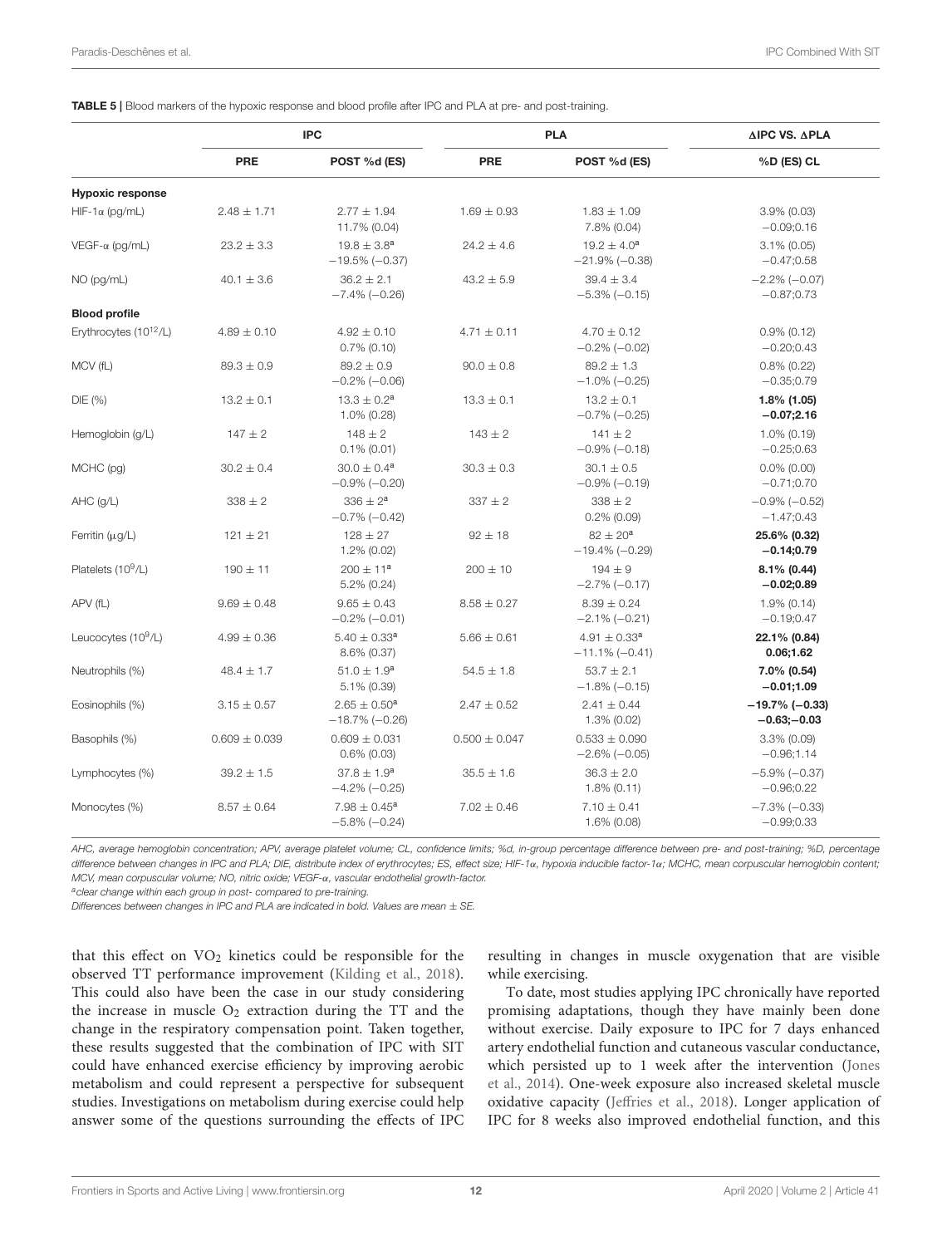**TABLE 5** | Blood markers of the hypoxic response and blood profile after IPC and PLA at pre- and post-training.

| | IPC | | PLA | | ΔIPC VS. ΔPLA |
|---|---|---|---|---|---|
| | PRE | POST %d (ES) | PRE | POST %d (ES) | %D (ES) CL |
| **Hypoxic response** | | | | | |
| HIF-1α (pg/mL) | 2.48 ± 1.71 | 2.77 ± 1.94<br>11.7% (0.04) | 1.69 ± 0.93 | 1.83 ± 1.09<br>7.8% (0.04) | 3.9% (0.03)<br>−0.09;0.16 |
| VEGF-α (pg/mL) | 23.2 ± 3.3 | 19.8 ± 3.8[a]<br>−19.5% (−0.37) | 24.2 ± 4.6 | 19.2 ± 4.0[a]<br>−21.9% (−0.38) | 3.1% (0.05)<br>−0.47;0.58 |
| NO (pg/mL) | 40.1 ± 3.6 | 36.2 ± 2.1<br>−7.4% (−0.26) | 43.2 ± 5.9 | 39.4 ± 3.4<br>−5.3% (−0.15) | −2.2% (−0.07)<br>−0.87;0.73 |
| **Blood profile** | | | | | |
| Erythrocytes ($10^{12}$/L) | 4.89 ± 0.10 | 4.92 ± 0.10<br>0.7% (0.10) | 4.71 ± 0.11 | 4.70 ± 0.12<br>−0.2% (−0.02) | 0.9% (0.12)<br>−0.20;0.43 |
| MCV (fL) | 89.3 ± 0.9 | 89.2 ± 0.9<br>−0.2% (−0.06) | 90.0 ± 0.8 | 89.2 ± 1.3<br>−1.0% (−0.25) | 0.8% (0.22)<br>−0.35;0.79 |
| DIE (%) | 13.2 ± 0.1 | 13.3 ± 0.2[a]<br>1.0% (0.28) | 13.3 ± 0.1 | 13.2 ± 0.1<br>−0.7% (−0.25) | **1.8% (1.05)<br>−0.07;2.16** |
| Hemoglobin (g/L) | 147 ± 2 | 148 ± 2<br>0.1% (0.01) | 143 ± 2 | 141 ± 2<br>−0.9% (−0.18) | 1.0% (0.19)<br>−0.25;0.63 |
| MCHC (pg) | 30.2 ± 0.4 | 30.0 ± 0.4[a]<br>−0.9% (−0.20) | 30.3 ± 0.3 | 30.1 ± 0.5<br>−0.9% (−0.19) | 0.0% (0.00)<br>−0.71;0.70 |
| AHC (g/L) | 338 ± 2 | 336 ± 2[a]<br>−0.7% (−0.42) | 337 ± 2 | 338 ± 2<br>0.2% (0.09) | −0.9% (−0.52)<br>−1.47;0.43 |
| Ferritin (μg/L) | 121 ± 21 | 128 ± 27<br>1.2% (0.02) | 92 ± 18 | 82 ± 20[a]<br>−19.4% (−0.29) | **25.6% (0.32)<br>−0.14;0.79** |
| Platelets ($10^9$/L) | 190 ± 11 | 200 ± 11[a]<br>5.2% (0.24) | 200 ± 10 | 194 ± 9<br>−2.7% (−0.17) | **8.1% (0.44)<br>−0.02;0.89** |
| APV (fL) | 9.69 ± 0.48 | 9.65 ± 0.43<br>−0.2% (−0.01) | 8.58 ± 0.27 | 8.39 ± 0.24<br>−2.1% (−0.21) | 1.9% (0.14)<br>−0.19;0.47 |
| Leucocytes ($10^9$/L) | 4.99 ± 0.36 | 5.40 ± 0.33[a]<br>8.6% (0.37) | 5.66 ± 0.61 | 4.91 ± 0.33[a]<br>−11.1% (−0.41) | **22.1% (0.84)<br>0.06;1.62** |
| Neutrophils (%) | 48.4 ± 1.7 | 51.0 ± 1.9[a]<br>5.1% (0.39) | 54.5 ± 1.8 | 53.7 ± 2.1<br>−1.8% (−0.15) | **7.0% (0.54)<br>−0.01;1.09** |
| Eosinophils (%) | 3.15 ± 0.57 | 2.65 ± 0.50[a]<br>−18.7% (−0.26) | 2.47 ± 0.52 | 2.41 ± 0.44<br>1.3% (0.02) | **−19.7% (−0.33)<br>−0.63;−0.03** |
| Basophils (%) | 0.609 ± 0.039 | 0.609 ± 0.031<br>0.6% (0.03) | 0.500 ± 0.047 | 0.533 ± 0.090<br>−2.6% (−0.05) | 3.3% (0.09)<br>−0.96;1.14 |
| Lymphocytes (%) | 39.2 ± 1.5 | 37.8 ± 1.9[a]<br>−4.2% (−0.25) | 35.5 ± 1.6 | 36.3 ± 2.0<br>1.8% (0.11) | −5.9% (−0.37)<br>−0.96;0.22 |
| Monocytes (%) | 8.57 ± 0.64 | 7.98 ± 0.45[a]<br>−5.8% (−0.24) | 7.02 ± 0.46 | 7.10 ± 0.41<br>1.6% (0.08) | −7.3% (−0.33)<br>−0.99;0.33 |

*AHC, average hemoglobin concentration; APV, average platelet volume; CL, confidence limits; %d, in-group percentage difference between pre- and post-training; %D, percentage difference between changes in IPC and PLA; DIE, distribute index of erythrocytes; ES, effect size; HIF-1α, hypoxia inducible factor-1α; MCHC, mean corpuscular hemoglobin content; MCV, mean corpuscular volume; NO, nitric oxide; VEGF-α, vascular endothelial growth-factor.*

[a]*clear change within each group in post- compared to pre-training.*

*Differences between changes in IPC and PLA are indicated in bold. Values are mean ± SE.*

that this effect on $VO_2$ kinetics could be responsible for the observed TT performance improvement (Kilding et al., 2018). This could also have been the case in our study considering the increase in muscle $O_2$ extraction during the TT and the change in the respiratory compensation point. Taken together, these results suggested that the combination of IPC with SIT could have enhanced exercise efficiency by improving aerobic metabolism and could represent a perspective for subsequent studies. Investigations on metabolism during exercise could help answer some of the questions surrounding the effects of IPC resulting in changes in muscle oxygenation that are visible while exercising.

To date, most studies applying IPC chronically have reported promising adaptations, though they have mainly been done without exercise. Daily exposure to IPC for 7 days enhanced artery endothelial function and cutaneous vascular conductance, which persisted up to 1 week after the intervention (Jones et al., 2014). One-week exposure also increased skeletal muscle oxidative capacity (Jeffries et al., 2018). Longer application of IPC for 8 weeks also improved endothelial function, and this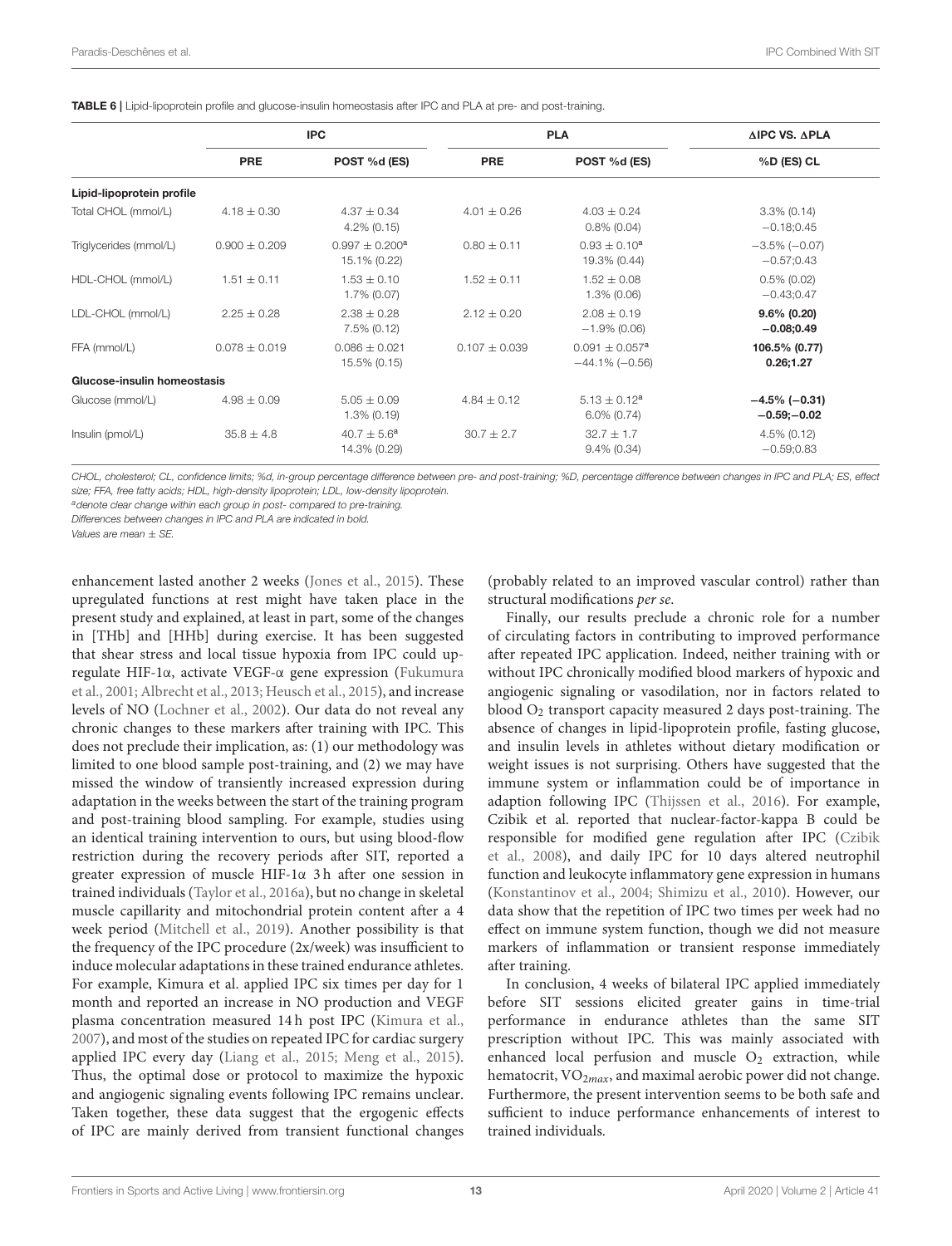**TABLE 6** | Lipid-lipoprotein profile and glucose-insulin homeostasis after IPC and PLA at pre- and post-training.

| | IPC | | PLA | | ΔIPC VS. ΔPLA |
|---|---|---|---|---|---|
| | **PRE** | **POST %d (ES)** | **PRE** | **POST %d (ES)** | **%D (ES) CL** |
| **Lipid-lipoprotein profile** | | | | | |
| Total CHOL (mmol/L) | 4.18 ± 0.30 | 4.37 ± 0.34<br>4.2% (0.15) | 4.01 ± 0.26 | 4.03 ± 0.24<br>0.8% (0.04) | 3.3% (0.14)<br>−0.18;0.45 |
| Triglycerides (mmol/L) | 0.900 ± 0.209 | 0.997 ± 0.200[a]<br>15.1% (0.22) | 0.80 ± 0.11 | 0.93 ± 0.10[a]<br>19.3% (0.44) | −3.5% (−0.07)<br>−0.57;0.43 |
| HDL-CHOL (mmol/L) | 1.51 ± 0.11 | 1.53 ± 0.10<br>1.7% (0.07) | 1.52 ± 0.11 | 1.52 ± 0.08<br>1.3% (0.06) | 0.5% (0.02)<br>−0.43;0.47 |
| LDL-CHOL (mmol/L) | 2.25 ± 0.28 | 2.38 ± 0.28<br>7.5% (0.12) | 2.12 ± 0.20 | 2.08 ± 0.19<br>−1.9% (0.06) | **9.6% (0.20)**<br>**−0.08;0.49** |
| FFA (mmol/L) | 0.078 ± 0.019 | 0.086 ± 0.021<br>15.5% (0.15) | 0.107 ± 0.039 | 0.091 ± 0.057[a]<br>−44.1% (−0.56) | **106.5% (0.77)**<br>**0.26;1.27** |
| **Glucose-insulin homeostasis** | | | | | |
| Glucose (mmol/L) | 4.98 ± 0.09 | 5.05 ± 0.09<br>1.3% (0.19) | 4.84 ± 0.12 | 5.13 ± 0.12[a]<br>6.0% (0.74) | **−4.5% (−0.31)**<br>**−0.59;−0.02** |
| Insulin (pmol/L) | 35.8 ± 4.8 | 40.7 ± 5.6[a]<br>14.3% (0.29) | 30.7 ± 2.7 | 32.7 ± 1.7<br>9.4% (0.34) | 4.5% (0.12)<br>−0.59;0.83 |

*CHOL, cholesterol; CL, confidence limits; %d, in-group percentage difference between pre- and post-training; %D, percentage difference between changes in IPC and PLA; ES, effect size; FFA, free fatty acids; HDL, high-density lipoprotein; LDL, low-density lipoprotein.*

*[a]denote clear change within each group in post- compared to pre-training.*

*Differences between changes in IPC and PLA are indicated in bold.*

*Values are mean ± SE.*

enhancement lasted another 2 weeks (Jones et al., 2015). These upregulated functions at rest might have taken place in the present study and explained, at least in part, some of the changes in [THb] and [HHb] during exercise. It has been suggested that shear stress and local tissue hypoxia from IPC could up-regulate HIF-1α, activate VEGF-α gene expression (Fukumura et al., 2001; Albrecht et al., 2013; Heusch et al., 2015), and increase levels of NO (Lochner et al., 2002). Our data do not reveal any chronic changes to these markers after training with IPC. This does not preclude their implication, as: (1) our methodology was limited to one blood sample post-training, and (2) we may have missed the window of transiently increased expression during adaptation in the weeks between the start of the training program and post-training blood sampling. For example, studies using an identical training intervention to ours, but using blood-flow restriction during the recovery periods after SIT, reported a greater expression of muscle HIF-1α 3 h after one session in trained individuals (Taylor et al., 2016a), but no change in skeletal muscle capillarity and mitochondrial protein content after a 4 week period (Mitchell et al., 2019). Another possibility is that the frequency of the IPC procedure (2x/week) was insufficient to induce molecular adaptations in these trained endurance athletes. For example, Kimura et al. applied IPC six times per day for 1 month and reported an increase in NO production and VEGF plasma concentration measured 14 h post IPC (Kimura et al., 2007), and most of the studies on repeated IPC for cardiac surgery applied IPC every day (Liang et al., 2015; Meng et al., 2015). Thus, the optimal dose or protocol to maximize the hypoxic and angiogenic signaling events following IPC remains unclear. Taken together, these data suggest that the ergogenic effects of IPC are mainly derived from transient functional changes (probably related to an improved vascular control) rather than structural modifications *per se*.

Finally, our results preclude a chronic role for a number of circulating factors in contributing to improved performance after repeated IPC application. Indeed, neither training with or without IPC chronically modified blood markers of hypoxic and angiogenic signaling or vasodilation, nor in factors related to blood $O_2$ transport capacity measured 2 days post-training. The absence of changes in lipid-lipoprotein profile, fasting glucose, and insulin levels in athletes without dietary modification or weight issues is not surprising. Others have suggested that the immune system or inflammation could be of importance in adaption following IPC (Thijssen et al., 2016). For example, Czibik et al. reported that nuclear-factor-kappa B could be responsible for modified gene regulation after IPC (Czibik et al., 2008), and daily IPC for 10 days altered neutrophil function and leukocyte inflammatory gene expression in humans (Konstantinov et al., 2004; Shimizu et al., 2010). However, our data show that the repetition of IPC two times per week had no effect on immune system function, though we did not measure markers of inflammation or transient response immediately after training.

In conclusion, 4 weeks of bilateral IPC applied immediately before SIT sessions elicited greater gains in time-trial performance in endurance athletes than the same SIT prescription without IPC. This was mainly associated with enhanced local perfusion and muscle $O_2$ extraction, while hematocrit, $VO_{2max}$, and maximal aerobic power did not change. Furthermore, the present intervention seems to be both safe and sufficient to induce performance enhancements of interest to trained individuals.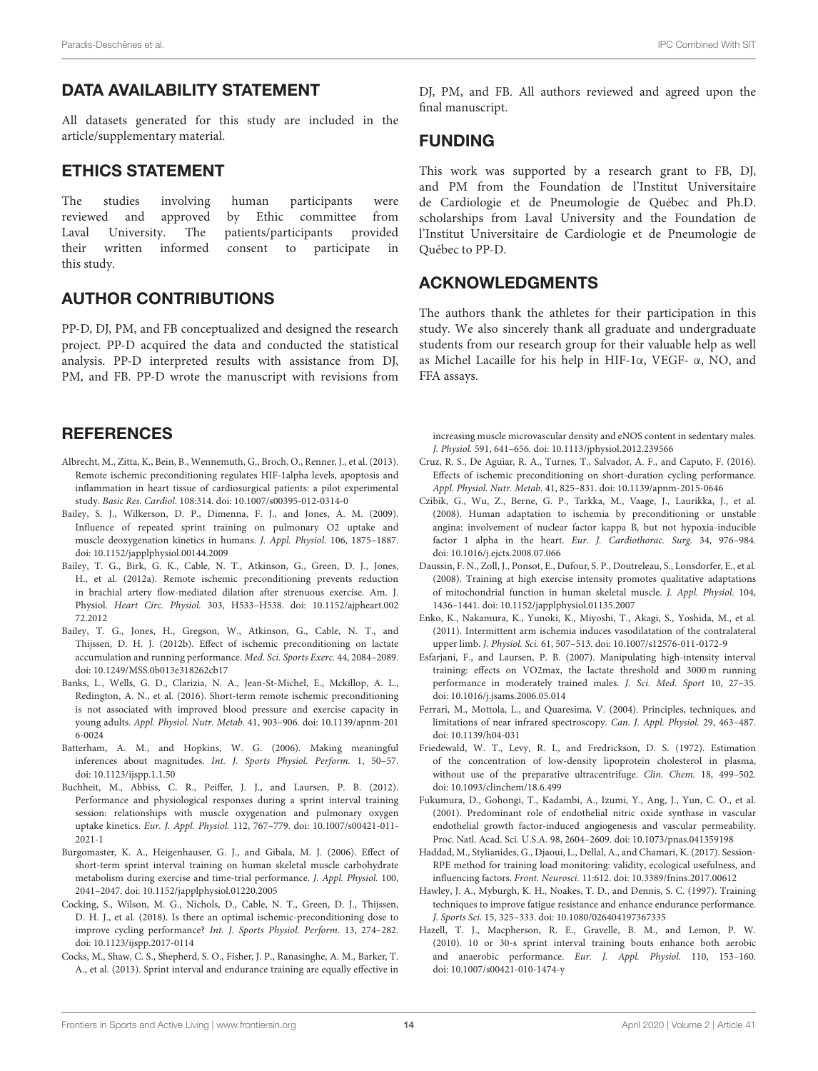## DATA AVAILABILITY STATEMENT

All datasets generated for this study are included in the article/supplementary material.

## ETHICS STATEMENT

The studies involving human participants were reviewed and approved by Ethic committee from Laval University. The patients/participants provided their written informed consent to participate in this study.

## AUTHOR CONTRIBUTIONS

PP-D, DJ, PM, and FB conceptualized and designed the research project. PP-D acquired the data and conducted the statistical analysis. PP-D interpreted results with assistance from DJ, PM, and FB. PP-D wrote the manuscript with revisions from DJ, PM, and FB. All authors reviewed and agreed upon the final manuscript.

## FUNDING

This work was supported by a research grant to FB, DJ, and PM from the Foundation de l'Institut Universitaire de Cardiologie et de Pneumologie de Québec and Ph.D. scholarships from Laval University and the Foundation de l'Institut Universitaire de Cardiologie et de Pneumologie de Québec to PP-D.

## ACKNOWLEDGMENTS

The authors thank the athletes for their participation in this study. We also sincerely thank all graduate and undergraduate students from our research group for their valuable help as well as Michel Lacaille for his help in HIF-1α, VEGF- α, NO, and FFA assays.

## REFERENCES

Albrecht, M., Zitta, K., Bein, B., Wennemuth, G., Broch, O., Renner, J., et al. (2013). Remote ischemic preconditioning regulates HIF-1alpha levels, apoptosis and inflammation in heart tissue of cardiosurgical patients: a pilot experimental study. *Basic Res. Cardiol.* 108:314. doi: 10.1007/s00395-012-0314-0

Bailey, S. J., Wilkerson, D. P., Dimenna, F. J., and Jones, A. M. (2009). Influence of repeated sprint training on pulmonary O2 uptake and muscle deoxygenation kinetics in humans. *J. Appl. Physiol.* 106, 1875–1887. doi: 10.1152/japplphysiol.00144.2009

Bailey, T. G., Birk, G. K., Cable, N. T., Atkinson, G., Green, D. J., Jones, H., et al. (2012a). Remote ischemic preconditioning prevents reduction in brachial artery flow-mediated dilation after strenuous exercise. Am. J. Physiol. *Heart Circ. Physiol.* 303, H533–H538. doi: 10.1152/ajpheart.00272.2012

Bailey, T. G., Jones, H., Gregson, W., Atkinson, G., Cable, N. T., and Thijssen, D. H. J. (2012b). Effect of ischemic preconditioning on lactate accumulation and running performance. *Med. Sci. Sports Exerc.* 44, 2084–2089. doi: 10.1249/MSS.0b013e318262cb17

Banks, L., Wells, G. D., Clarizia, N. A., Jean-St-Michel, E., Mckillop, A. L., Redington, A. N., et al. (2016). Short-term remote ischemic preconditioning is not associated with improved blood pressure and exercise capacity in young adults. *Appl. Physiol. Nutr. Metab.* 41, 903–906. doi: 10.1139/apnm-2016-0024

Batterham, A. M., and Hopkins, W. G. (2006). Making meaningful inferences about magnitudes. *Int. J. Sports Physiol. Perform.* 1, 50–57. doi: 10.1123/ijspp.1.1.50

Buchheit, M., Abbiss, C. R., Peiffer, J. J., and Laursen, P. B. (2012). Performance and physiological responses during a sprint interval training session: relationships with muscle oxygenation and pulmonary oxygen uptake kinetics. *Eur. J. Appl. Physiol.* 112, 767–779. doi: 10.1007/s00421-011-2021-1

Burgomaster, K. A., Heigenhauser, G. J., and Gibala, M. J. (2006). Effect of short-term sprint interval training on human skeletal muscle carbohydrate metabolism during exercise and time-trial performance. *J. Appl. Physiol.* 100, 2041–2047. doi: 10.1152/japplphysiol.01220.2005

Cocking, S., Wilson, M. G., Nichols, D., Cable, N. T., Green, D. J., Thijssen, D. H. J., et al. (2018). Is there an optimal ischemic-preconditioning dose to improve cycling performance? *Int. J. Sports Physiol. Perform.* 13, 274–282. doi: 10.1123/ijspp.2017-0114

Cocks, M., Shaw, C. S., Shepherd, S. O., Fisher, J. P., Ranasinghe, A. M., Barker, T. A., et al. (2013). Sprint interval and endurance training are equally effective in increasing muscle microvascular density and eNOS content in sedentary males. *J. Physiol.* 591, 641–656. doi: 10.1113/jphysiol.2012.239566

Cruz, R. S., De Aguiar, R. A., Turnes, T., Salvador, A. F., and Caputo, F. (2016). Effects of ischemic preconditioning on short-duration cycling performance. *Appl. Physiol. Nutr. Metab.* 41, 825–831. doi: 10.1139/apnm-2015-0646

Czibik, G., Wu, Z., Berne, G. P., Tarkka, M., Vaage, J., Laurikka, J., et al. (2008). Human adaptation to ischemia by preconditioning or unstable angina: involvement of nuclear factor kappa B, but not hypoxia-inducible factor 1 alpha in the heart. *Eur. J. Cardiothorac. Surg.* 34, 976–984. doi: 10.1016/j.ejcts.2008.07.066

Daussin, F. N., Zoll, J., Ponsot, E., Dufour, S. P., Doutreleau, S., Lonsdorfer, E., et al. (2008). Training at high exercise intensity promotes qualitative adaptations of mitochondrial function in human skeletal muscle. *J. Appl. Physiol.* 104, 1436–1441. doi: 10.1152/japplphysiol.01135.2007

Enko, K., Nakamura, K., Yunoki, K., Miyoshi, T., Akagi, S., Yoshida, M., et al. (2011). Intermittent arm ischemia induces vasodilatation of the contralateral upper limb. *J. Physiol. Sci.* 61, 507–513. doi: 10.1007/s12576-011-0172-9

Esfarjani, F., and Laursen, P. B. (2007). Manipulating high-intensity interval training: effects on VO2max, the lactate threshold and 3000 m running performance in moderately trained males. *J. Sci. Med. Sport* 10, 27–35. doi: 10.1016/j.jsams.2006.05.014

Ferrari, M., Mottola, L., and Quaresima, V. (2004). Principles, techniques, and limitations of near infrared spectroscopy. *Can. J. Appl. Physiol.* 29, 463–487. doi: 10.1139/h04-031

Friedewald, W. T., Levy, R. I., and Fredrickson, D. S. (1972). Estimation of the concentration of low-density lipoprotein cholesterol in plasma, without use of the preparative ultracentrifuge. *Clin. Chem.* 18, 499–502. doi: 10.1093/clinchem/18.6.499

Fukumura, D., Gohongi, T., Kadambi, A., Izumi, Y., Ang, J., Yun, C. O., et al. (2001). Predominant role of endothelial nitric oxide synthase in vascular endothelial growth factor-induced angiogenesis and vascular permeability. Proc. Natl. Acad. Sci. U.S.A. 98, 2604–2609. doi: 10.1073/pnas.041359198

Haddad, M., Stylianides, G., Djaoui, L., Dellal, A., and Chamari, K. (2017). Session-RPE method for training load monitoring: validity, ecological usefulness, and influencing factors. *Front. Neurosci.* 11:612. doi: 10.3389/fnins.2017.00612

Hawley, J. A., Myburgh, K. H., Noakes, T. D., and Dennis, S. C. (1997). Training techniques to improve fatigue resistance and enhance endurance performance. *J. Sports Sci.* 15, 325–333. doi: 10.1080/026404197367335

Hazell, T. J., Macpherson, R. E., Gravelle, B. M., and Lemon, P. W. (2010). 10 or 30-s sprint interval training bouts enhance both aerobic and anaerobic performance. *Eur. J. Appl. Physiol.* 110, 153–160. doi: 10.1007/s00421-010-1474-y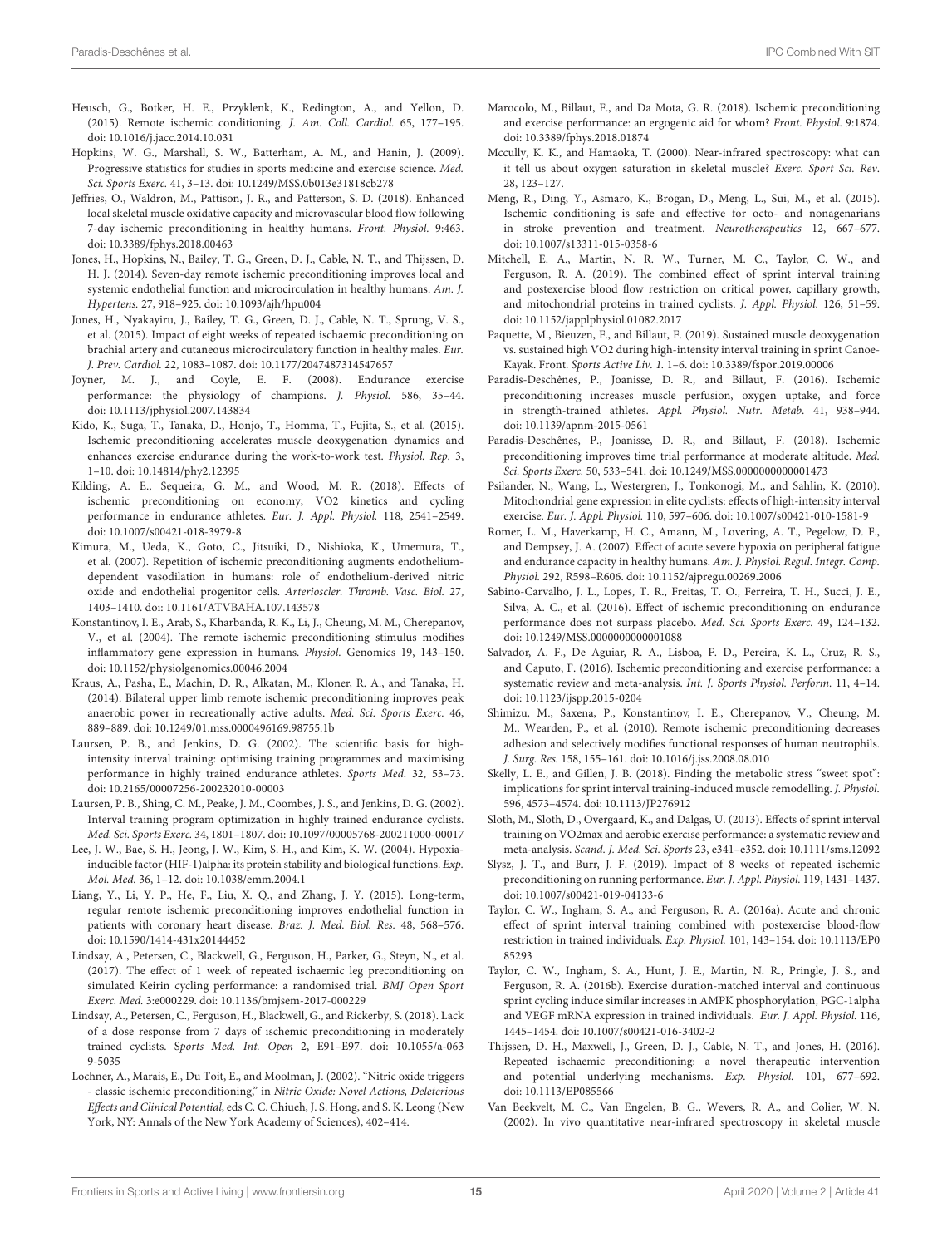Heusch, G., Botker, H. E., Przyklenk, K., Redington, A., and Yellon, D. (2015). Remote ischemic conditioning. *J. Am. Coll. Cardiol.* 65, 177–195. doi: 10.1016/j.jacc.2014.10.031

Hopkins, W. G., Marshall, S. W., Batterham, A. M., and Hanin, J. (2009). Progressive statistics for studies in sports medicine and exercise science. *Med. Sci. Sports Exerc.* 41, 3–13. doi: 10.1249/MSS.0b013e31818cb278

Jeffries, O., Waldron, M., Pattison, J. R., and Patterson, S. D. (2018). Enhanced local skeletal muscle oxidative capacity and microvascular blood flow following 7-day ischemic preconditioning in healthy humans. *Front. Physiol.* 9:463. doi: 10.3389/fphys.2018.00463

Jones, H., Hopkins, N., Bailey, T. G., Green, D. J., Cable, N. T., and Thijssen, D. H. J. (2014). Seven-day remote ischemic preconditioning improves local and systemic endothelial function and microcirculation in healthy humans. *Am. J. Hypertens.* 27, 918–925. doi: 10.1093/ajh/hpu004

Jones, H., Nyakayiru, J., Bailey, T. G., Green, D. J., Cable, N. T., Sprung, V. S., et al. (2015). Impact of eight weeks of repeated ischaemic preconditioning on brachial artery and cutaneous microcirculatory function in healthy males. *Eur. J. Prev. Cardiol.* 22, 1083–1087. doi: 10.1177/2047487314547657

Joyner, M. J., and Coyle, E. F. (2008). Endurance exercise performance: the physiology of champions. *J. Physiol.* 586, 35–44. doi: 10.1113/jphysiol.2007.143834

Kido, K., Suga, T., Tanaka, D., Honjo, T., Homma, T., Fujita, S., et al. (2015). Ischemic preconditioning accelerates muscle deoxygenation dynamics and enhances exercise endurance during the work-to-work test. *Physiol. Rep.* 3, 1–10. doi: 10.14814/phy2.12395

Kilding, A. E., Sequeira, G. M., and Wood, M. R. (2018). Effects of ischemic preconditioning on economy, VO2 kinetics and cycling performance in endurance athletes. *Eur. J. Appl. Physiol.* 118, 2541–2549. doi: 10.1007/s00421-018-3979-8

Kimura, M., Ueda, K., Goto, C., Jitsuiki, D., Nishioka, K., Umemura, T., et al. (2007). Repetition of ischemic preconditioning augments endothelium-dependent vasodilation in humans: role of endothelium-derived nitric oxide and endothelial progenitor cells. *Arterioscler. Thromb. Vasc. Biol.* 27, 1403–1410. doi: 10.1161/ATVBAHA.107.143578

Konstantinov, I. E., Arab, S., Kharbanda, R. K., Li, J., Cheung, M. M., Cherepanov, V., et al. (2004). The remote ischemic preconditioning stimulus modifies inflammatory gene expression in humans. *Physiol.* Genomics 19, 143–150. doi: 10.1152/physiolgenomics.00046.2004

Kraus, A., Pasha, E., Machin, D. R., Alkatan, M., Kloner, R. A., and Tanaka, H. (2014). Bilateral upper limb remote ischemic preconditioning improves peak anaerobic power in recreationally active adults. *Med. Sci. Sports Exerc.* 46, 889–889. doi: 10.1249/01.mss.0000496169.98755.1b

Laursen, P. B., and Jenkins, D. G. (2002). The scientific basis for high-intensity interval training: optimising training programmes and maximising performance in highly trained endurance athletes. *Sports Med.* 32, 53–73. doi: 10.2165/00007256-200232010-00003

Laursen, P. B., Shing, C. M., Peake, J. M., Coombes, J. S., and Jenkins, D. G. (2002). Interval training program optimization in highly trained endurance cyclists. *Med. Sci. Sports Exerc.* 34, 1801–1807. doi: 10.1097/00005768-200211000-00017

Lee, J. W., Bae, S. H., Jeong, J. W., Kim, S. H., and Kim, K. W. (2004). Hypoxia-inducible factor (HIF-1)alpha: its protein stability and biological functions. *Exp. Mol. Med.* 36, 1–12. doi: 10.1038/emm.2004.1

Liang, Y., Li, Y. P., He, F., Liu, X. Q., and Zhang, J. Y. (2015). Long-term, regular remote ischemic preconditioning improves endothelial function in patients with coronary heart disease. *Braz. J. Med. Biol. Res.* 48, 568–576. doi: 10.1590/1414-431x20144452

Lindsay, A., Petersen, C., Blackwell, G., Ferguson, H., Parker, G., Steyn, N., et al. (2017). The effect of 1 week of repeated ischaemic leg preconditioning on simulated Keirin cycling performance: a randomised trial. *BMJ Open Sport Exerc. Med.* 3:e000229. doi: 10.1136/bmjsem-2017-000229

Lindsay, A., Petersen, C., Ferguson, H., Blackwell, G., and Rickerby, S. (2018). Lack of a dose response from 7 days of ischemic preconditioning in moderately trained cyclists. *Sports Med. Int. Open* 2, E91–E97. doi: 10.1055/a-0639-5035

Lochner, A., Marais, E., Du Toit, E., and Moolman, J. (2002). "Nitric oxide triggers - classic ischemic preconditioning," in *Nitric Oxide: Novel Actions, Deleterious Effects and Clinical Potential*, eds C. C. Chiueh, J. S. Hong, and S. K. Leong (New York, NY: Annals of the New York Academy of Sciences), 402–414.

Marocolo, M., Billaut, F., and Da Mota, G. R. (2018). Ischemic preconditioning and exercise performance: an ergogenic aid for whom? *Front. Physiol.* 9:1874. doi: 10.3389/fphys.2018.01874

Mccully, K. K., and Hamaoka, T. (2000). Near-infrared spectroscopy: what can it tell us about oxygen saturation in skeletal muscle? *Exerc. Sport Sci. Rev.* 28, 123–127.

Meng, R., Ding, Y., Asmaro, K., Brogan, D., Meng, L., Sui, M., et al. (2015). Ischemic conditioning is safe and effective for octo- and nonagenarians in stroke prevention and treatment. *Neurotherapeutics* 12, 667–677. doi: 10.1007/s13311-015-0358-6

Mitchell, E. A., Martin, N. R. W., Turner, M. C., Taylor, C. W., and Ferguson, R. A. (2019). The combined effect of sprint interval training and postexercise blood flow restriction on critical power, capillary growth, and mitochondrial proteins in trained cyclists. *J. Appl. Physiol.* 126, 51–59. doi: 10.1152/japplphysiol.01082.2017

Paquette, M., Bieuzen, F., and Billaut, F. (2019). Sustained muscle deoxygenation vs. sustained high VO2 during high-intensity interval training in sprint Canoe-Kayak. Front. *Sports Active Liv. 1*. 1–6. doi: 10.3389/fspor.2019.00006

Paradis-Deschênes, P., Joanisse, D. R., and Billaut, F. (2016). Ischemic preconditioning increases muscle perfusion, oxygen uptake, and force in strength-trained athletes. *Appl. Physiol. Nutr. Metab*. 41, 938–944. doi: 10.1139/apnm-2015-0561

Paradis-Deschênes, P., Joanisse, D. R., and Billaut, F. (2018). Ischemic preconditioning improves time trial performance at moderate altitude. *Med. Sci. Sports Exerc.* 50, 533–541. doi: 10.1249/MSS.0000000000001473

Psilander, N., Wang, L., Westergren, J., Tonkonogi, M., and Sahlin, K. (2010). Mitochondrial gene expression in elite cyclists: effects of high-intensity interval exercise. *Eur. J. Appl. Physiol.* 110, 597–606. doi: 10.1007/s00421-010-1581-9

Romer, L. M., Haverkamp, H. C., Amann, M., Lovering, A. T., Pegelow, D. F., and Dempsey, J. A. (2007). Effect of acute severe hypoxia on peripheral fatigue and endurance capacity in healthy humans. *Am. J. Physiol. Regul. Integr. Comp. Physiol.* 292, R598–R606. doi: 10.1152/ajpregu.00269.2006

Sabino-Carvalho, J. L., Lopes, T. R., Freitas, T. O., Ferreira, T. H., Succi, J. E., Silva, A. C., et al. (2016). Effect of ischemic preconditioning on endurance performance does not surpass placebo. *Med. Sci. Sports Exerc.* 49, 124–132. doi: 10.1249/MSS.0000000000001088

Salvador, A. F., De Aguiar, R. A., Lisboa, F. D., Pereira, K. L., Cruz, R. S., and Caputo, F. (2016). Ischemic preconditioning and exercise performance: a systematic review and meta-analysis. *Int. J. Sports Physiol. Perform.* 11, 4–14. doi: 10.1123/ijspp.2015-0204

Shimizu, M., Saxena, P., Konstantinov, I. E., Cherepanov, V., Cheung, M. M., Wearden, P., et al. (2010). Remote ischemic preconditioning decreases adhesion and selectively modifies functional responses of human neutrophils. *J. Surg. Res.* 158, 155–161. doi: 10.1016/j.jss.2008.08.010

Skelly, L. E., and Gillen, J. B. (2018). Finding the metabolic stress "sweet spot": implications for sprint interval training-induced muscle remodelling. *J. Physiol.* 596, 4573–4574. doi: 10.1113/JP276912

Sloth, M., Sloth, D., Overgaard, K., and Dalgas, U. (2013). Effects of sprint interval training on VO2max and aerobic exercise performance: a systematic review and meta-analysis. *Scand. J. Med. Sci. Sports* 23, e341–e352. doi: 10.1111/sms.12092

Slysz, J. T., and Burr, J. F. (2019). Impact of 8 weeks of repeated ischemic preconditioning on running performance. *Eur. J. Appl. Physiol.* 119, 1431–1437. doi: 10.1007/s00421-019-04133-6

Taylor, C. W., Ingham, S. A., and Ferguson, R. A. (2016a). Acute and chronic effect of sprint interval training combined with postexercise blood-flow restriction in trained individuals. *Exp. Physiol.* 101, 143–154. doi: 10.1113/EP085293

Taylor, C. W., Ingham, S. A., Hunt, J. E., Martin, N. R., Pringle, J. S., and Ferguson, R. A. (2016b). Exercise duration-matched interval and continuous sprint cycling induce similar increases in AMPK phosphorylation, PGC-1alpha and VEGF mRNA expression in trained individuals. *Eur. J. Appl. Physiol.* 116, 1445–1454. doi: 10.1007/s00421-016-3402-2

Thijssen, D. H., Maxwell, J., Green, D. J., Cable, N. T., and Jones, H. (2016). Repeated ischaemic preconditioning: a novel therapeutic intervention and potential underlying mechanisms. *Exp. Physiol.* 101, 677–692. doi: 10.1113/EP085566

Van Beekvelt, M. C., Van Engelen, B. G., Wevers, R. A., and Colier, W. N. (2002). In vivo quantitative near-infrared spectroscopy in skeletal muscle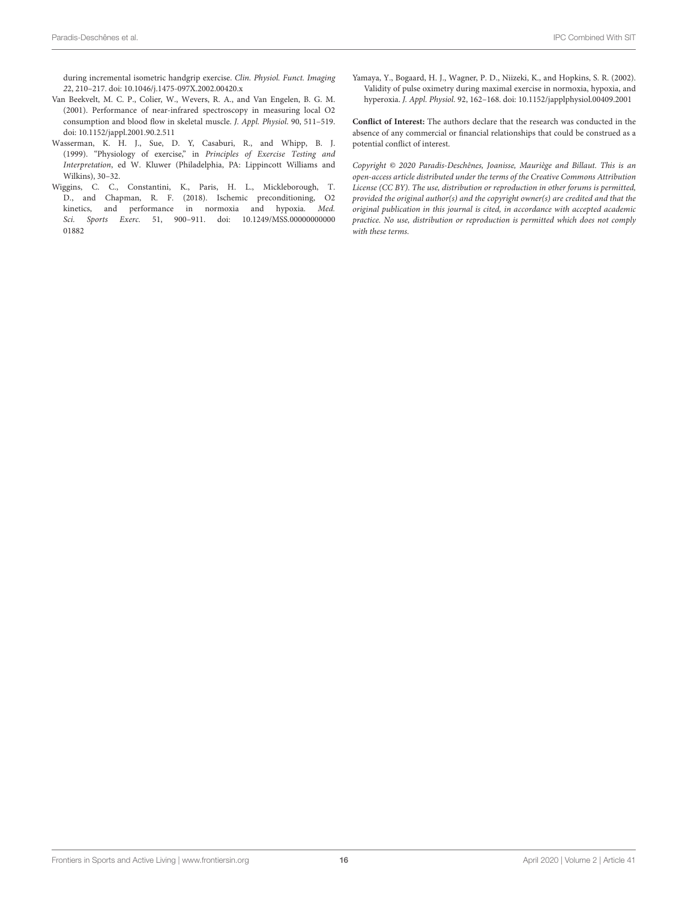during incremental isometric handgrip exercise. *Clin. Physiol. Funct. Imaging* 22, 210–217. doi: 10.1046/j.1475-097X.2002.00420.x

Van Beekvelt, M. C. P., Colier, W., Wevers, R. A., and Van Engelen, B. G. M. (2001). Performance of near-infrared spectroscopy in measuring local O2 consumption and blood flow in skeletal muscle. *J. Appl. Physiol.* 90, 511–519. doi: 10.1152/jappl.2001.90.2.511

Wasserman, K. H. J., Sue, D. Y, Casaburi, R., and Whipp, B. J. (1999). "Physiology of exercise," in *Principles of Exercise Testing and Interpretation*, ed W. Kluwer (Philadelphia, PA: Lippincott Williams and Wilkins), 30–32.

Wiggins, C. C., Constantini, K., Paris, H. L., Mickleborough, T. D., and Chapman, R. F. (2018). Ischemic preconditioning, O2 kinetics, and performance in normoxia and hypoxia. *Med. Sci. Sports Exerc.* 51, 900–911. doi: 10.1249/MSS.0000000000001882

Yamaya, Y., Bogaard, H. J., Wagner, P. D., Niizeki, K., and Hopkins, S. R. (2002). Validity of pulse oximetry during maximal exercise in normoxia, hypoxia, and hyperoxia. *J. Appl. Physiol.* 92, 162–168. doi: 10.1152/japplphysiol.00409.2001

**Conflict of Interest:** The authors declare that the research was conducted in the absence of any commercial or financial relationships that could be construed as a potential conflict of interest.

*Copyright © 2020 Paradis-Deschênes, Joanisse, Mauriège and Billaut. This is an open-access article distributed under the terms of the Creative Commons Attribution License (CC BY). The use, distribution or reproduction in other forums is permitted, provided the original author(s) and the copyright owner(s) are credited and that the original publication in this journal is cited, in accordance with accepted academic practice. No use, distribution or reproduction is permitted which does not comply with these terms.*